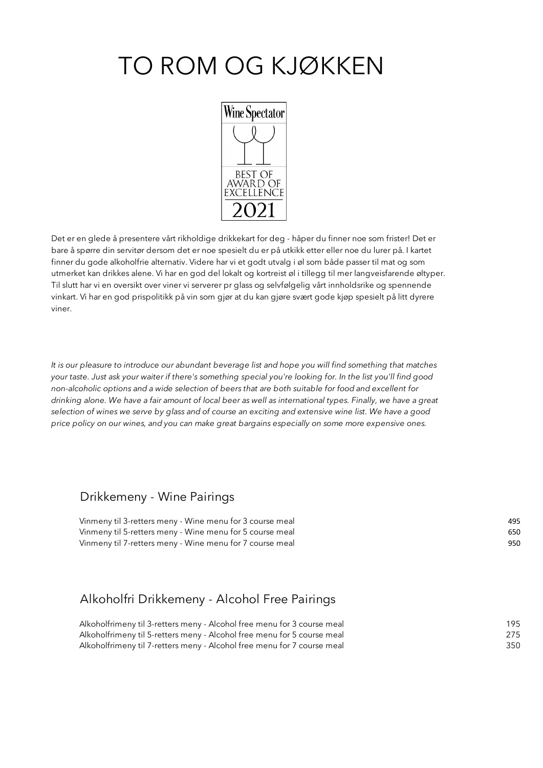# TO ROM OG KJØKKEN

Wine Spectator

BEST OF AWARD OF EXCELLENCE 2021

Det er en glede å presentere vårt rikholdige drikkekart for deg - håper du finner noe som frister! Det er bare å spørre din servitør dersom det er noe spesielt du er på utkikk etter eller noe du lurer på. I kartet finner du gode alkoholfrie alternativ. Videre har vi et godt utvalg i øl som både passer til mat og som utmerket kan drikkes alene. Vi har en god del lokalt og kortreist øl i tillegg til mer langveisfarende øltyper. Til slutt har vi en oversikt over viner vi serverer pr glass og selvfølgelig vårt innholdsrike og spennende vinkart. Vi har en god prispolitikk på vin som gjør at du kan gjøre svært gode kjøp spesielt på litt dyrere viner.

*It is our pleasure to introduce our abundant beverage list and hope you will find something that matches your taste. Just ask your waiter if there's something special you're looking for. In the list you'll find good non-alcoholic options and a wide selection of beers that are both suitable for food and excellent for drinking alone. We have a fair amount of local beer as well as international types. Finally, we have a great selection of wines we serve by glass and of course an exciting and extensive wine list. We have a good price policy on our wines, and you can make great bargains especially on some more expensive ones.*

## Drikkemeny - Wine Pairings

| | |
|---|---|
| Vinmeny til 3-retters meny - Wine menu for 3 course meal | 495 |
| Vinmeny til 5-retters meny - Wine menu for 5 course meal | 650 |
| Vinmeny til 7-retters meny - Wine menu for 7 course meal | 950 |

## Alkoholfri Drikkemeny - Alcohol Free Pairings

| | |
|---|---|
| Alkoholfrimeny til 3-retters meny - Alcohol free menu for 3 course meal | 195 |
| Alkoholfrimeny til 5-retters meny - Alcohol free menu for 5 course meal | 275 |
| Alkoholfrimeny til 7-retters meny - Alcohol free menu for 7 course meal | 350 |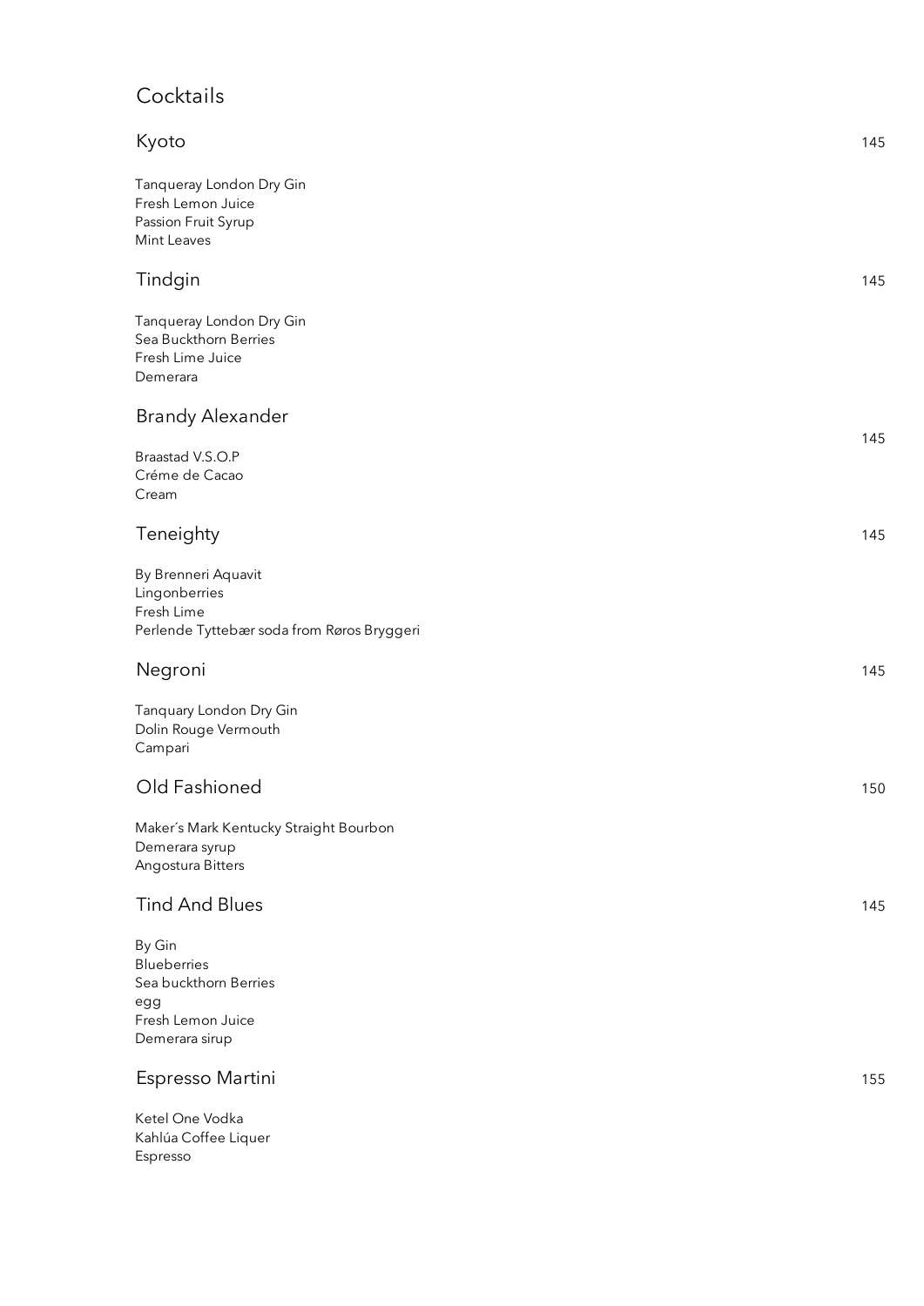# Cocktails

## Kyoto

145

Tanqueray London Dry Gin
Fresh Lemon Juice
Passion Fruit Syrup
Mint Leaves

## Tindgin

145

Tanqueray London Dry Gin
Sea Buckthorn Berries
Fresh Lime Juice
Demerara

## Brandy Alexander

145

Braastad V.S.O.P
Créme de Cacao
Cream

## Teneighty

145

By Brenneri Aquavit
Lingonberries
Fresh Lime
Perlende Tyttebær soda from Røros Bryggeri

## Negroni

145

Tanquary London Dry Gin
Dolin Rouge Vermouth
Campari

## Old Fashioned

150

Maker´s Mark Kentucky Straight Bourbon
Demerara syrup
Angostura Bitters

## Tind And Blues

145

By Gin
Blueberries
Sea buckthorn Berries
egg
Fresh Lemon Juice
Demerara sirup

## Espresso Martini

155

Ketel One Vodka
Kahlúa Coffee Liquer
Espresso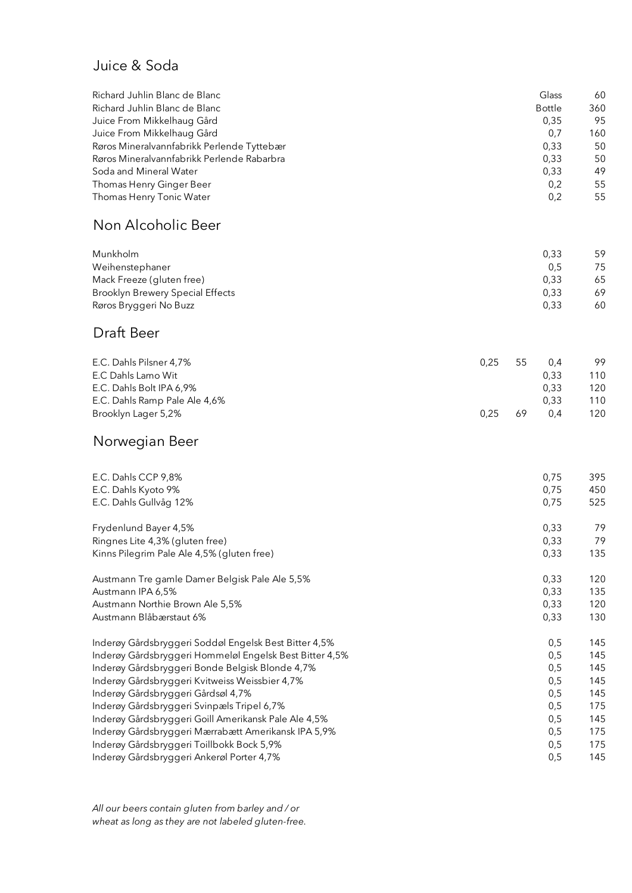## Juice & Soda

| | | |
|---|---|---|
| Richard Juhlin Blanc de Blanc | Glass | 60 |
| Richard Juhlin Blanc de Blanc | Bottle | 360 |
| Juice From Mikkelhaug Gård | 0,35 | 95 |
| Juice From Mikkelhaug Gård | 0,7 | 160 |
| Røros Mineralvannfabrikk Perlende Tyttebær | 0,33 | 50 |
| Røros Mineralvannfabrikk Perlende Rabarbra | 0,33 | 50 |
| Soda and Mineral Water | 0,33 | 49 |
| Thomas Henry Ginger Beer | 0,2 | 55 |
| Thomas Henry Tonic Water | 0,2 | 55 |

## Non Alcoholic Beer

| | | |
|---|---|---|
| Munkholm | 0,33 | 59 |
| Weihenstephaner | 0,5 | 75 |
| Mack Freeze (gluten free) | 0,33 | 65 |
| Brooklyn Brewery Special Effects | 0,33 | 69 |
| Røros Bryggeri No Buzz | 0,33 | 60 |

## Draft Beer

| | | | | |
|---|---|---|---|---|
| E.C. Dahls Pilsner 4,7% | 0,25 | 55 | 0,4 | 99 |
| E.C Dahls Lamo Wit | | | 0,33 | 110 |
| E.C. Dahls Bolt IPA 6,9% | | | 0,33 | 120 |
| E.C. Dahls Ramp Pale Ale 4,6% | | | 0,33 | 110 |
| Brooklyn Lager 5,2% | 0,25 | 69 | 0,4 | 120 |

## Norwegian Beer

| | | |
|---|---|---|
| E.C. Dahls CCP 9,8% | 0,75 | 395 |
| E.C. Dahls Kyoto 9% | 0,75 | 450 |
| E.C. Dahls Gullvåg 12% | 0,75 | 525 |
| Frydenlund Bayer 4,5% | 0,33 | 79 |
| Ringnes Lite 4,3% (gluten free) | 0,33 | 79 |
| Kinns Pilegrim Pale Ale 4,5% (gluten free) | 0,33 | 135 |
| Austmann Tre gamle Damer Belgisk Pale Ale 5,5% | 0,33 | 120 |
| Austmann IPA 6,5% | 0,33 | 135 |
| Austmann Northie Brown Ale 5,5% | 0,33 | 120 |
| Austmann Blåbærstaut 6% | 0,33 | 130 |
| Inderøy Gårdsbryggeri Soddøl Engelsk Best Bitter 4,5% | 0,5 | 145 |
| Inderøy Gårdsbryggeri Hommeløl Engelsk Best Bitter 4,5% | 0,5 | 145 |
| Inderøy Gårdsbryggeri Bonde Belgisk Blonde 4,7% | 0,5 | 145 |
| Inderøy Gårdsbryggeri Kvitweiss Weissbier 4,7% | 0,5 | 145 |
| Inderøy Gårdsbryggeri Gårdsøl 4,7% | 0,5 | 145 |
| Inderøy Gårdsbryggeri Svinpæls Tripel 6,7% | 0,5 | 175 |
| Inderøy Gårdsbryggeri Goill Amerikansk Pale Ale 4,5% | 0,5 | 145 |
| Inderøy Gårdsbryggeri Mærrabætt Amerikansk IPA 5,9% | 0,5 | 175 |
| Inderøy Gårdsbryggeri Toillbokk Bock 5,9% | 0,5 | 175 |
| Inderøy Gårdsbryggeri Ankerøl Porter 4,7% | 0,5 | 145 |

*All our beers contain gluten from barley and / or wheat as long as they are not labeled gluten-free.*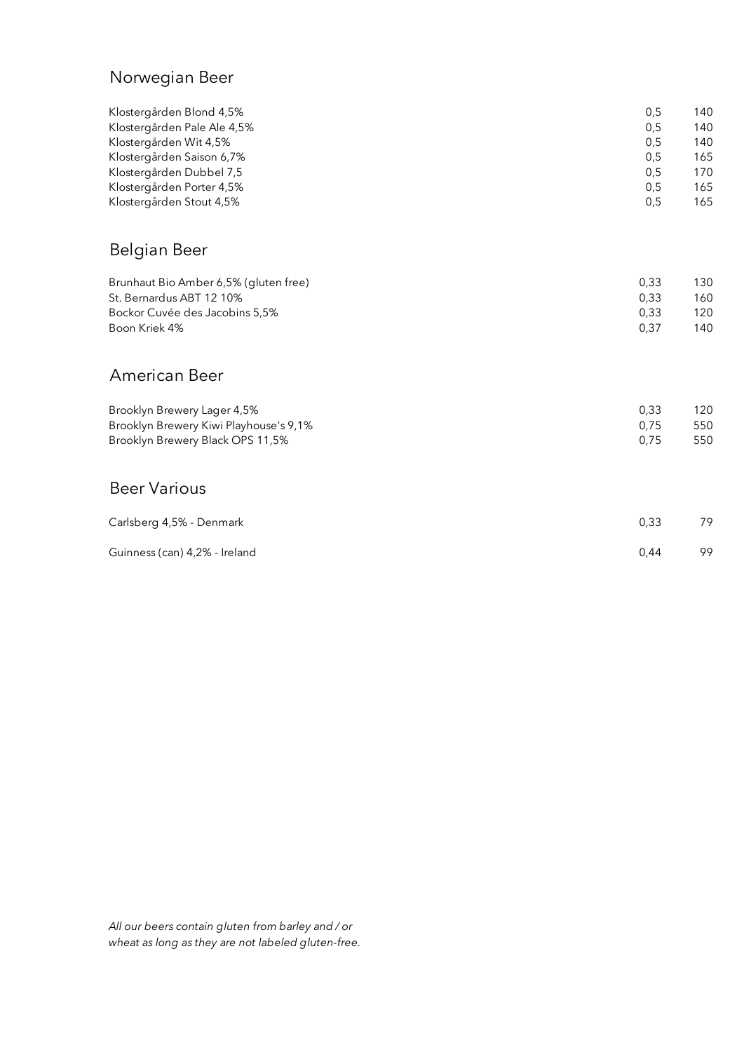## Norwegian Beer

| | | |
|---|---|---|
| Klostergården Blond 4,5% | 0,5 | 140 |
| Klostergården Pale Ale 4,5% | 0,5 | 140 |
| Klostergården Wit 4,5% | 0,5 | 140 |
| Klostergården Saison 6,7% | 0,5 | 165 |
| Klostergården Dubbel 7,5 | 0,5 | 170 |
| Klostergården Porter 4,5% | 0,5 | 165 |
| Klostergården Stout 4,5% | 0,5 | 165 |

## Belgian Beer

| | | |
|---|---|---|
| Brunhaut Bio Amber 6,5% (gluten free) | 0,33 | 130 |
| St. Bernardus ABT 12 10% | 0,33 | 160 |
| Bockor Cuvée des Jacobins 5,5% | 0,33 | 120 |
| Boon Kriek 4% | 0,37 | 140 |

## American Beer

| | | |
|---|---|---|
| Brooklyn Brewery Lager 4,5% | 0,33 | 120 |
| Brooklyn Brewery Kiwi Playhouse's 9,1% | 0,75 | 550 |
| Brooklyn Brewery Black OPS 11,5% | 0,75 | 550 |

## Beer Various

| | | |
|---|---|---|
| Carlsberg 4,5% - Denmark | 0,33 | 79 |
| Guinness (can) 4,2% - Ireland | 0,44 | 99 |

*All our beers contain gluten from barley and / or wheat as long as they are not labeled gluten-free.*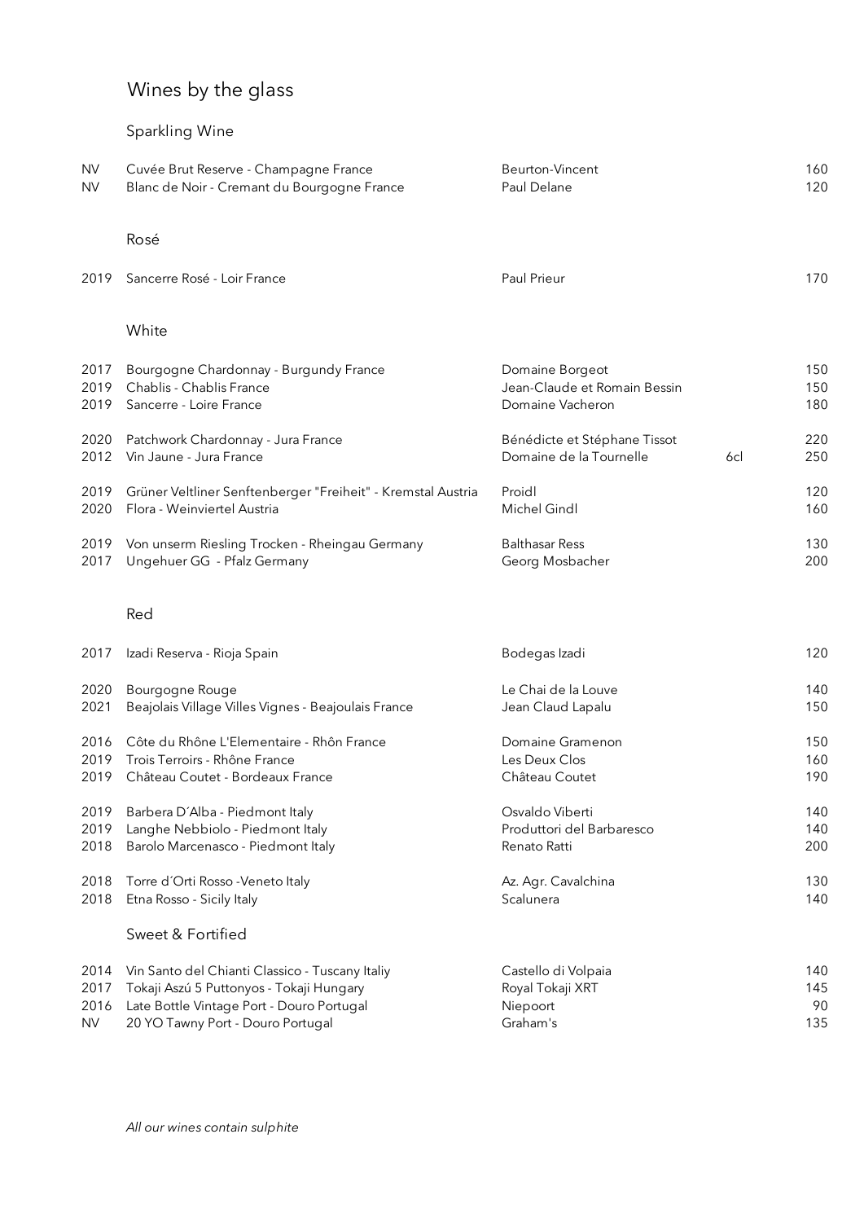# Wines by the glass

## Sparkling Wine

| | | | | |
|---|---|---|---|---|
| NV | Cuvée Brut Reserve - Champagne France | Beurton-Vincent | | 160 |
| NV | Blanc de Noir - Cremant du Bourgogne France | Paul Delane | | 120 |

## Rosé

| | | | | |
|---|---|---|---|---|
| 2019 | Sancerre Rosé - Loir France | Paul Prieur | | 170 |

## White

| | | | | |
|---|---|---|---|---|
| 2017 | Bourgogne Chardonnay - Burgundy France | Domaine Borgeot | | 150 |
| 2019 | Chablis - Chablis France | Jean-Claude et Romain Bessin | | 150 |
| 2019 | Sancerre - Loire France | Domaine Vacheron | | 180 |
| 2020 | Patchwork Chardonnay - Jura France | Bénédicte et Stéphane Tissot | | 220 |
| 2012 | Vin Jaune - Jura France | Domaine de la Tournelle | 6cl | 250 |
| 2019 | Grüner Veltliner Senftenberger "Freiheit" - Kremstal Austria | Proidl | | 120 |
| 2020 | Flora - Weinviertel Austria | Michel Gindl | | 160 |
| 2019 | Von unserm Riesling Trocken - Rheingau Germany | Balthasar Ress | | 130 |
| 2017 | Ungehuer GG - Pfalz Germany | Georg Mosbacher | | 200 |

## Red

| | | | | |
|---|---|---|---|---|
| 2017 | Izadi Reserva - Rioja Spain | Bodegas Izadi | | 120 |
| 2020 | Bourgogne Rouge | Le Chai de la Louve | | 140 |
| 2021 | Beajolais Village Villes Vignes - Beajoulais France | Jean Claud Lapalu | | 150 |
| 2016 | Côte du Rhône L'Elementaire - Rhôn France | Domaine Gramenon | | 150 |
| 2019 | Trois Terroirs - Rhône France | Les Deux Clos | | 160 |
| 2019 | Château Coutet - Bordeaux France | Château Coutet | | 190 |
| 2019 | Barbera D´Alba - Piedmont Italy | Osvaldo Viberti | | 140 |
| 2019 | Langhe Nebbiolo - Piedmont Italy | Produttori del Barbaresco | | 140 |
| 2018 | Barolo Marcenasco - Piedmont Italy | Renato Ratti | | 200 |
| 2018 | Torre d´Orti Rosso -Veneto Italy | Az. Agr. Cavalchina | | 130 |
| 2018 | Etna Rosso - Sicily Italy | Scalunera | | 140 |

## Sweet & Fortified

| | | | | |
|---|---|---|---|---|
| 2014 | Vin Santo del Chianti Classico - Tuscany Italiy | Castello di Volpaia | | 140 |
| 2017 | Tokaji Aszú 5 Puttonyos - Tokaji Hungary | Royal Tokaji XRT | | 145 |
| 2016 | Late Bottle Vintage Port - Douro Portugal | Niepoort | | 90 |
| NV | 20 YO Tawny Port - Douro Portugal | Graham's | | 135 |

*All our wines contain sulphite*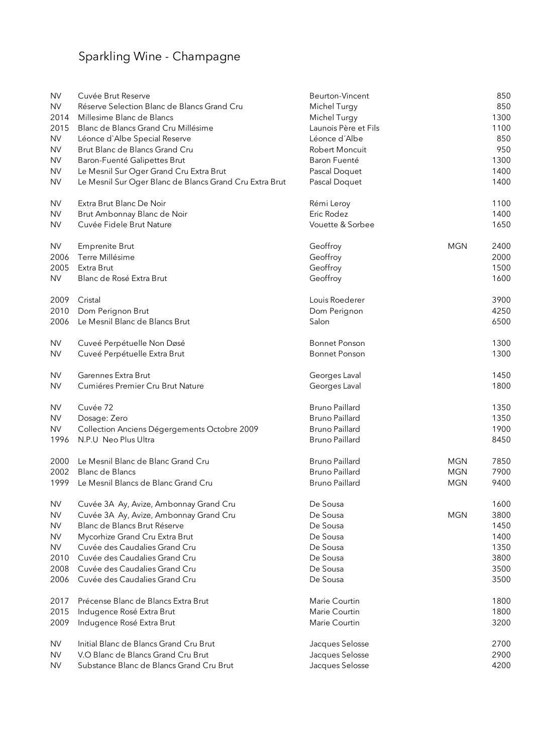# Sparkling Wine - Champagne

| | | | | |
|---|---|---|---|---|
| NV | Cuvée Brut Reserve | Beurton-Vincent | | 850 |
| NV | Réserve Selection Blanc de Blancs Grand Cru | Michel Turgy | | 850 |
| 2014 | Millesime Blanc de Blancs | Michel Turgy | | 1300 |
| 2015 | Blanc de Blancs Grand Cru Millésime | Launois Père et Fils | | 1100 |
| NV | Léonce d`Albe Special Reserve | Léonce d´Albe | | 850 |
| NV | Brut Blanc de Blancs Grand Cru | Robert Moncuit | | 950 |
| NV | Baron-Fuenté Galipettes Brut | Baron Fuenté | | 1300 |
| NV | Le Mesnil Sur Oger Grand Cru Extra Brut | Pascal Doquet | | 1400 |
| NV | Le Mesnil Sur Oger Blanc de Blancs Grand Cru Extra Brut | Pascal Doquet | | 1400 |
| | | | | |
| NV | Extra Brut Blanc De Noir | Rémi Leroy | | 1100 |
| NV | Brut Ambonnay Blanc de Noir | Eric Rodez | | 1400 |
| NV | Cuvée Fidele Brut Nature | Vouette & Sorbee | | 1650 |
| | | | | |
| NV | Emprenite Brut | Geoffroy | MGN | 2400 |
| 2006 | Terre Millésime | Geoffroy | | 2000 |
| 2005 | Extra Brut | Geoffroy | | 1500 |
| NV | Blanc de Rosé Extra Brut | Geoffroy | | 1600 |
| | | | | |
| 2009 | Cristal | Louis Roederer | | 3900 |
| 2010 | Dom Perignon Brut | Dom Perignon | | 4250 |
| 2006 | Le Mesnil Blanc de Blancs Brut | Salon | | 6500 |
| | | | | |
| NV | Cuveé Perpétuelle Non Døsé | Bonnet Ponson | | 1300 |
| NV | Cuveé Perpétuelle Extra Brut | Bonnet Ponson | | 1300 |
| | | | | |
| NV | Garennes Extra Brut | Georges Laval | | 1450 |
| NV | Cumiéres Premier Cru Brut Nature | Georges Laval | | 1800 |
| | | | | |
| NV | Cuvée 72 | Bruno Paillard | | 1350 |
| NV | Dosage: Zero | Bruno Paillard | | 1350 |
| NV | Collection Anciens Dégergements Octobre 2009 | Bruno Paillard | | 1900 |
| 1996 | N.P.U Neo Plus Ultra | Bruno Paillard | | 8450 |
| | | | | |
| 2000 | Le Mesnil Blanc de Blanc Grand Cru | Bruno Paillard | MGN | 7850 |
| 2002 | Blanc de Blancs | Bruno Paillard | MGN | 7900 |
| 1999 | Le Mesnil Blancs de Blanc Grand Cru | Bruno Paillard | MGN | 9400 |
| | | | | |
| NV | Cuvée 3A Ay, Avize, Ambonnay Grand Cru | De Sousa | | 1600 |
| NV | Cuvée 3A Ay, Avize, Ambonnay Grand Cru | De Sousa | MGN | 3800 |
| NV | Blanc de Blancs Brut Réserve | De Sousa | | 1450 |
| NV | Mycorhize Grand Cru Extra Brut | De Sousa | | 1400 |
| NV | Cuvée des Caudalies Grand Cru | De Sousa | | 1350 |
| 2010 | Cuvée des Caudalies Grand Cru | De Sousa | | 3800 |
| 2008 | Cuvée des Caudalies Grand Cru | De Sousa | | 3500 |
| 2006 | Cuvée des Caudalies Grand Cru | De Sousa | | 3500 |
| | | | | |
| 2017 | Précense Blanc de Blancs Extra Brut | Marie Courtin | | 1800 |
| 2015 | Indugence Rosé Extra Brut | Marie Courtin | | 1800 |
| 2009 | Indugence Rosé Extra Brut | Marie Courtin | | 3200 |
| | | | | |
| NV | Initial Blanc de Blancs Grand Cru Brut | Jacques Selosse | | 2700 |
| NV | V.O Blanc de Blancs Grand Cru Brut | Jacques Selosse | | 2900 |
| NV | Substance Blanc de Blancs Grand Cru Brut | Jacques Selosse | | 4200 |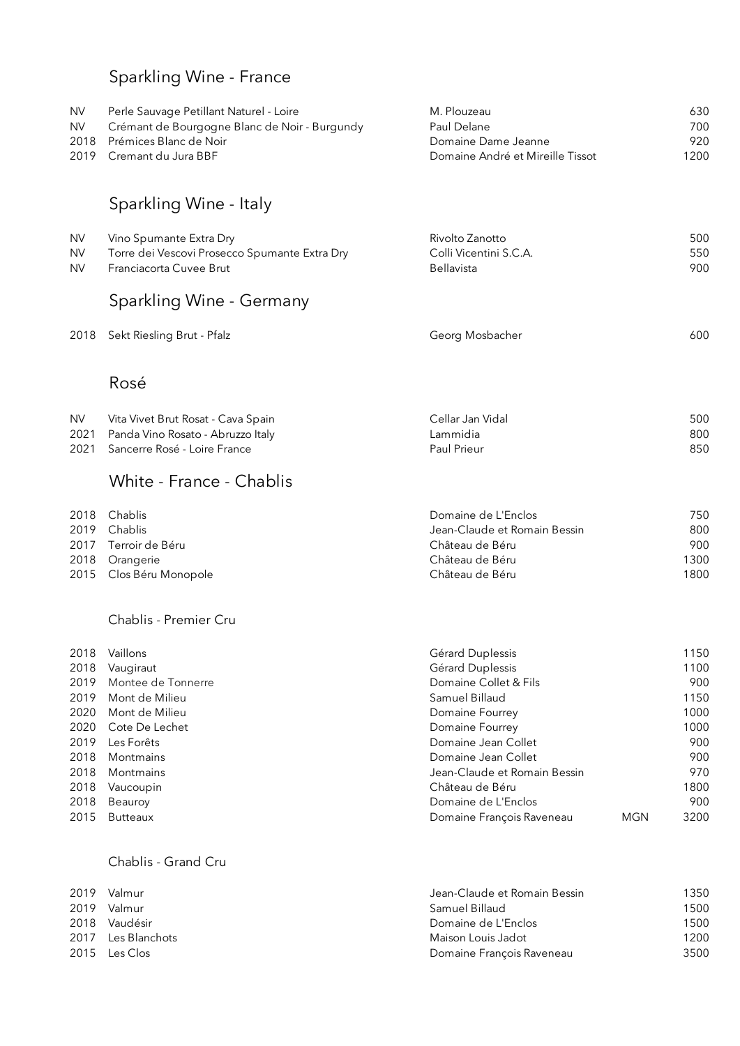## Sparkling Wine - France

| Vintage | Wine | Producer | Format | Price |
|---|---|---|---|---|
| NV | Perle Sauvage Petillant Naturel - Loire | M. Plouzeau | | 630 |
| NV | Crémant de Bourgogne Blanc de Noir - Burgundy | Paul Delane | | 700 |
| 2018 | Prémices Blanc de Noir | Domaine Dame Jeanne | | 920 |
| 2019 | Cremant du Jura BBF | Domaine André et Mireille Tissot | | 1200 |

## Sparkling Wine - Italy

| Vintage | Wine | Producer | Format | Price |
|---|---|---|---|---|
| NV | Vino Spumante Extra Dry | Rivolto Zanotto | | 500 |
| NV | Torre dei Vescovi Prosecco Spumante Extra Dry | Colli Vicentini S.C.A. | | 550 |
| NV | Franciacorta Cuvee Brut | Bellavista | | 900 |

## Sparkling Wine - Germany

| Vintage | Wine | Producer | Format | Price |
|---|---|---|---|---|
| 2018 | Sekt Riesling Brut - Pfalz | Georg Mosbacher | | 600 |

## Rosé

| Vintage | Wine | Producer | Format | Price |
|---|---|---|---|---|
| NV | Vita Vivet Brut Rosat - Cava Spain | Cellar Jan Vidal | | 500 |
| 2021 | Panda Vino Rosato - Abruzzo Italy | Lammidia | | 800 |
| 2021 | Sancerre Rosé - Loire France | Paul Prieur | | 850 |

## White - France - Chablis

| Vintage | Wine | Producer | Format | Price |
|---|---|---|---|---|
| 2018 | Chablis | Domaine de L'Enclos | | 750 |
| 2019 | Chablis | Jean-Claude et Romain Bessin | | 800 |
| 2017 | Terroir de Béru | Château de Béru | | 900 |
| 2018 | Orangerie | Château de Béru | | 1300 |
| 2015 | Clos Béru Monopole | Château de Béru | | 1800 |

### Chablis - Premier Cru

| Vintage | Wine | Producer | Format | Price |
|---|---|---|---|---|
| 2018 | Vaillons | Gérard Duplessis | | 1150 |
| 2018 | Vaugiraut | Gérard Duplessis | | 1100 |
| 2019 | Montee de Tonnerre | Domaine Collet & Fils | | 900 |
| 2019 | Mont de Milieu | Samuel Billaud | | 1150 |
| 2020 | Mont de Milieu | Domaine Fourrey | | 1000 |
| 2020 | Cote De Lechet | Domaine Fourrey | | 1000 |
| 2019 | Les Forêts | Domaine Jean Collet | | 900 |
| 2018 | Montmains | Domaine Jean Collet | | 900 |
| 2018 | Montmains | Jean-Claude et Romain Bessin | | 970 |
| 2018 | Vaucoupin | Château de Béru | | 1800 |
| 2018 | Beauroy | Domaine de L'Enclos | | 900 |
| 2015 | Butteaux | Domaine François Raveneau | MGN | 3200 |

### Chablis - Grand Cru

| Vintage | Wine | Producer | Format | Price |
|---|---|---|---|---|
| 2019 | Valmur | Jean-Claude et Romain Bessin | | 1350 |
| 2019 | Valmur | Samuel Billaud | | 1500 |
| 2018 | Vaudésir | Domaine de L'Enclos | | 1500 |
| 2017 | Les Blanchots | Maison Louis Jadot | | 1200 |
| 2015 | Les Clos | Domaine François Raveneau | | 3500 |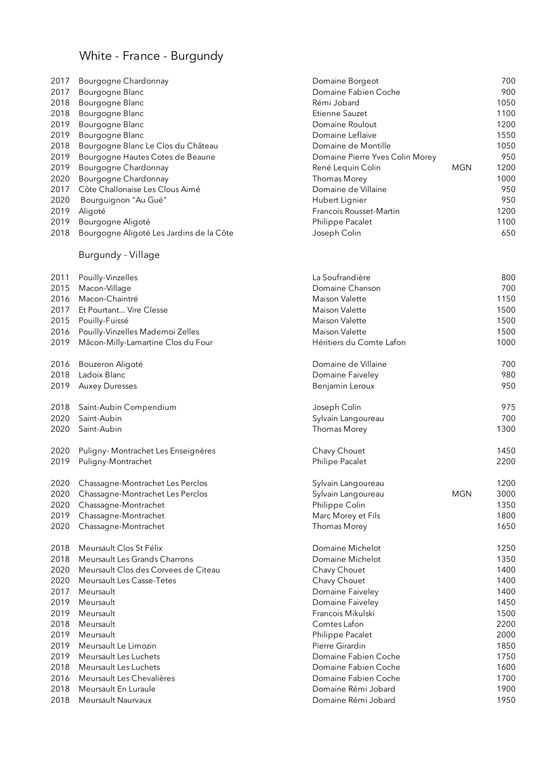# White - France - Burgundy

| Vintage | Wine | Producer | Format | Price |
|---|---|---|---|---|
| 2017 | Bourgogne Chardonnay | Domaine Borgeot | | 700 |
| 2017 | Bourgogne Blanc | Domaine Fabien Coche | | 900 |
| 2018 | Bourgogne Blanc | Rémi Jobard | | 1050 |
| 2018 | Bourgogne Blanc | Etienne Sauzet | | 1100 |
| 2019 | Bourgogne Blanc | Domaine Roulout | | 1200 |
| 2019 | Bourgogne Blanc | Domaine Leflaive | | 1550 |
| 2018 | Bourgogne Blanc Le Clos du Château | Domaine de Montille | | 1050 |
| 2019 | Bourgogne Hautes Cotes de Beaune | Domaine Pierre Yves Colin Morey | | 950 |
| 2019 | Bourgogne Chardonnay | René Lequin Colin | MGN | 1200 |
| 2020 | Bourgogne Chardonnay | Thomas Morey | | 1000 |
| 2017 | Côte Challonaise Les Clous Aimé | Domaine de Villaine | | 950 |
| 2020 | Bourguignon "Au Gué" | Hubert Lignier | | 950 |
| 2019 | Aligoté | Francois Rousset-Martin | | 1200 |
| 2019 | Bourgogne Aligoté | Philippe Pacalet | | 1100 |
| 2018 | Bourgogne Aligoté Les Jardins de la Côte | Joseph Colin | | 650 |

## Burgundy - Village

| Vintage | Wine | Producer | Format | Price |
|---|---|---|---|---|
| 2011 | Pouilly-Vinzelles | La Soufrandière | | 800 |
| 2015 | Macon-Village | Domaine Chanson | | 700 |
| 2016 | Macon-Chaintré | Maison Valette | | 1150 |
| 2017 | Et Pourtant... Vire Clesse | Maison Valette | | 1500 |
| 2015 | Pouilly-Fuissé | Maison Valette | | 1500 |
| 2016 | Pouilly-Vinzelles Mademoi Zelles | Maison Valette | | 1500 |
| 2019 | Mâcon-Milly-Lamartine Clos du Four | Héritiers du Comte Lafon | | 1000 |
| 2016 | Bouzeron Aligoté | Domaine de Villaine | | 700 |
| 2018 | Ladoix Blanc | Domaine Faiveley | | 980 |
| 2019 | Auxey Duresses | Benjamin Leroux | | 950 |
| 2018 | Saint-Aubin Compendium | Joseph Colin | | 975 |
| 2020 | Saint-Aubin | Sylvain Langoureau | | 700 |
| 2020 | Saint-Aubin | Thomas Morey | | 1300 |
| 2020 | Puligny- Montrachet Les Enseignères | Chavy Chouet | | 1450 |
| 2019 | Puligny-Montrachet | Philipe Pacalet | | 2200 |
| 2020 | Chassagne-Montrachet Les Perclos | Sylvain Langoureau | | 1200 |
| 2020 | Chassagne-Montrachet Les Perclos | Sylvain Langoureau | MGN | 3000 |
| 2020 | Chassagne-Montrachet | Philippe Colin | | 1350 |
| 2019 | Chassagne-Montrachet | Marc Morey et Fils | | 1800 |
| 2020 | Chassagne-Montrachet | Thomas Morey | | 1650 |
| 2018 | Meursault Clos St Félix | Domaine Michelot | | 1250 |
| 2018 | Meursault Les Grands Charrons | Domaine Michelot | | 1350 |
| 2020 | Meursault Clos des Corvees de Citeau | Chavy Chouet | | 1400 |
| 2020 | Meursault Les Casse-Tetes | Chavy Chouet | | 1400 |
| 2017 | Meursault | Domaine Faiveley | | 1400 |
| 2019 | Meursault | Domaine Faiveley | | 1450 |
| 2019 | Meursault | Francois Mikulski | | 1500 |
| 2018 | Meursault | Comtes Lafon | | 2200 |
| 2019 | Meursault | Philippe Pacalet | | 2000 |
| 2019 | Meursault Le Limozin | Pierre Girardin | | 1850 |
| 2019 | Meursault Les Luchets | Domaine Fabien Coche | | 1750 |
| 2018 | Meursault Les Luchets | Domaine Fabien Coche | | 1600 |
| 2016 | Meursault Les Chevalières | Domaine Fabien Coche | | 1700 |
| 2018 | Meursault En Luraule | Domaine Rémi Jobard | | 1900 |
| 2018 | Meursault Naurvaux | Domaine Rémi Jobard | | 1950 |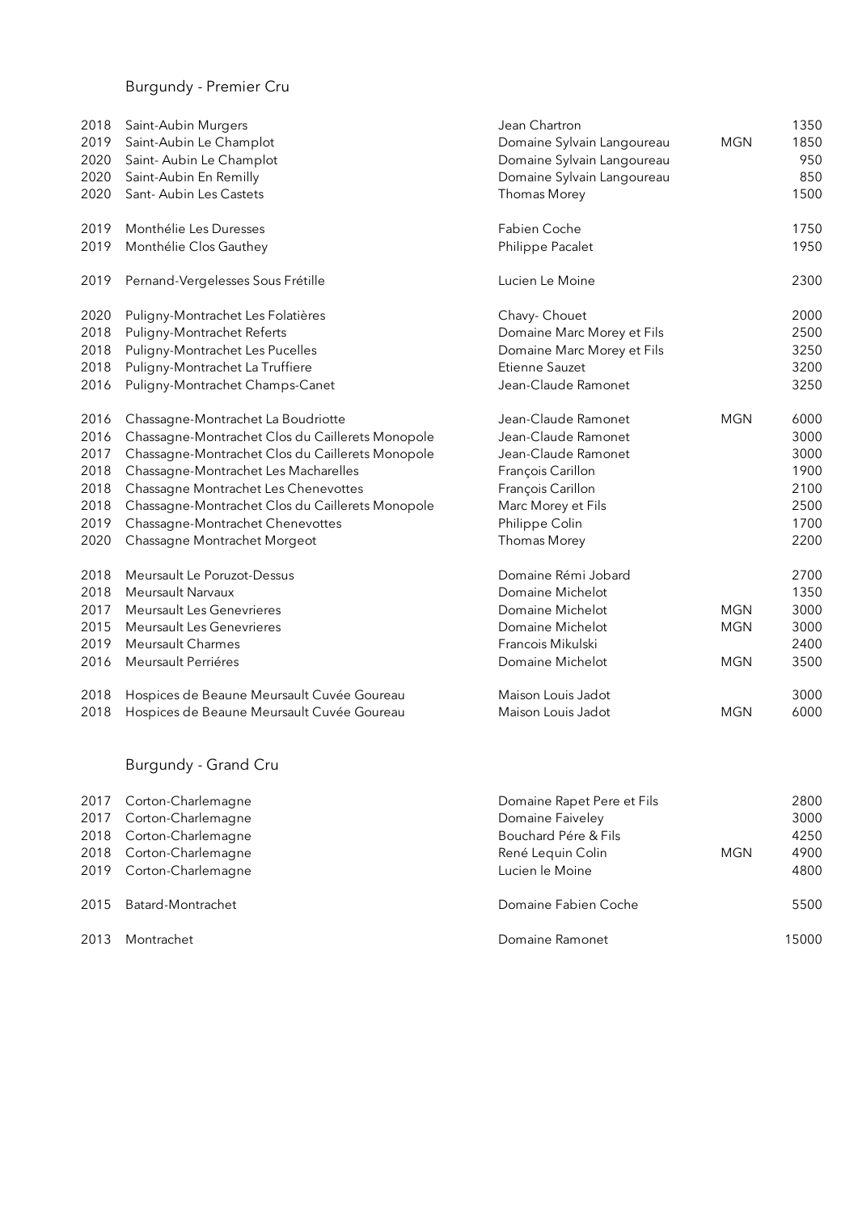## Burgundy - Premier Cru

| | | | | |
|---|---|---|---|---|
| 2018 | Saint-Aubin Murgers | Jean Chartron | | 1350 |
| 2019 | Saint-Aubin Le Champlot | Domaine Sylvain Langoureau | MGN | 1850 |
| 2020 | Saint- Aubin Le Champlot | Domaine Sylvain Langoureau | | 950 |
| 2020 | Saint-Aubin En Remilly | Domaine Sylvain Langoureau | | 850 |
| 2020 | Sant- Aubin Les Castets | Thomas Morey | | 1500 |
| | | | | |
| 2019 | Monthélie Les Duresses | Fabien Coche | | 1750 |
| 2019 | Monthélie Clos Gauthey | Philippe Pacalet | | 1950 |
| | | | | |
| 2019 | Pernand-Vergelesses Sous Frétille | Lucien Le Moine | | 2300 |
| | | | | |
| 2020 | Puligny-Montrachet Les Folatières | Chavy- Chouet | | 2000 |
| 2018 | Puligny-Montrachet Referts | Domaine Marc Morey et Fils | | 2500 |
| 2018 | Puligny-Montrachet Les Pucelles | Domaine Marc Morey et Fils | | 3250 |
| 2018 | Puligny-Montrachet La Truffiere | Etienne Sauzet | | 3200 |
| 2016 | Puligny-Montrachet Champs-Canet | Jean-Claude Ramonet | | 3250 |
| | | | | |
| 2016 | Chassagne-Montrachet La Boudriotte | Jean-Claude Ramonet | MGN | 6000 |
| 2016 | Chassagne-Montrachet Clos du Caillerets Monopole | Jean-Claude Ramonet | | 3000 |
| 2017 | Chassagne-Montrachet Clos du Caillerets Monopole | Jean-Claude Ramonet | | 3000 |
| 2018 | Chassagne-Montrachet Les Macharelles | François Carillon | | 1900 |
| 2018 | Chassagne Montrachet Les Chenevottes | François Carillon | | 2100 |
| 2018 | Chassagne-Montrachet Clos du Caillerets Monopole | Marc Morey et Fils | | 2500 |
| 2019 | Chassagne-Montrachet Chenevottes | Philippe Colin | | 1700 |
| 2020 | Chassagne Montrachet Morgeot | Thomas Morey | | 2200 |
| | | | | |
| 2018 | Meursault Le Poruzot-Dessus | Domaine Rémi Jobard | | 2700 |
| 2018 | Meursault Narvaux | Domaine Michelot | | 1350 |
| 2017 | Meursault Les Genevrieres | Domaine Michelot | MGN | 3000 |
| 2015 | Meursault Les Genevrieres | Domaine Michelot | MGN | 3000 |
| 2019 | Meursault Charmes | Francois Mikulski | | 2400 |
| 2016 | Meursault Perriéres | Domaine Michelot | MGN | 3500 |
| | | | | |
| 2018 | Hospices de Beaune Meursault Cuvée Goureau | Maison Louis Jadot | | 3000 |
| 2018 | Hospices de Beaune Meursault Cuvée Goureau | Maison Louis Jadot | MGN | 6000 |

## Burgundy - Grand Cru

| | | | | |
|---|---|---|---|---|
| 2017 | Corton-Charlemagne | Domaine Rapet Pere et Fils | | 2800 |
| 2017 | Corton-Charlemagne | Domaine Faiveley | | 3000 |
| 2018 | Corton-Charlemagne | Bouchard Pére & Fils | | 4250 |
| 2018 | Corton-Charlemagne | René Lequin Colin | MGN | 4900 |
| 2019 | Corton-Charlemagne | Lucien le Moine | | 4800 |
| | | | | |
| 2015 | Batard-Montrachet | Domaine Fabien Coche | | 5500 |
| | | | | |
| 2013 | Montrachet | Domaine Ramonet | | 15000 |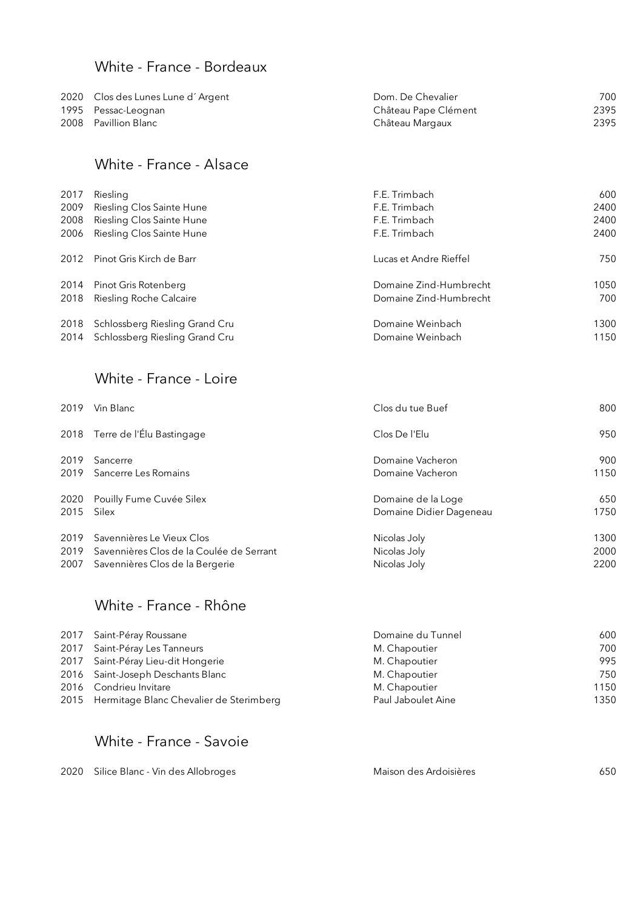## White - France - Bordeaux

| | | | |
|---|---|---|---|
| 2020 | Clos des Lunes Lune d´Argent | Dom. De Chevalier | 700 |
| 1995 | Pessac-Leognan | Château Pape Clément | 2395 |
| 2008 | Pavillion Blanc | Château Margaux | 2395 |

## White - France - Alsace

| | | | |
|---|---|---|---|
| 2017 | Riesling | F.E. Trimbach | 600 |
| 2009 | Riesling Clos Sainte Hune | F.E. Trimbach | 2400 |
| 2008 | Riesling Clos Sainte Hune | F.E. Trimbach | 2400 |
| 2006 | Riesling Clos Sainte Hune | F.E. Trimbach | 2400 |
| 2012 | Pinot Gris Kirch de Barr | Lucas et Andre Rieffel | 750 |
| 2014 | Pinot Gris Rotenberg | Domaine Zind-Humbrecht | 1050 |
| 2018 | Riesling Roche Calcaire | Domaine Zind-Humbrecht | 700 |
| 2018 | Schlossberg Riesling Grand Cru | Domaine Weinbach | 1300 |
| 2014 | Schlossberg Riesling Grand Cru | Domaine Weinbach | 1150 |

## White - France - Loire

| | | | |
|---|---|---|---|
| 2019 | Vin Blanc | Clos du tue Buef | 800 |
| 2018 | Terre de l'Élu Bastingage | Clos De l'Elu | 950 |
| 2019 | Sancerre | Domaine Vacheron | 900 |
| 2019 | Sancerre Les Romains | Domaine Vacheron | 1150 |
| 2020 | Pouilly Fume Cuvée Silex | Domaine de la Loge | 650 |
| 2015 | Silex | Domaine Didier Dageneau | 1750 |
| 2019 | Savennières Le Vieux Clos | Nicolas Joly | 1300 |
| 2019 | Savennières Clos de la Coulée de Serrant | Nicolas Joly | 2000 |
| 2007 | Savennières Clos de la Bergerie | Nicolas Joly | 2200 |

## White - France - Rhône

| | | | |
|---|---|---|---|
| 2017 | Saint-Péray Roussane | Domaine du Tunnel | 600 |
| 2017 | Saint-Péray Les Tanneurs | M. Chapoutier | 700 |
| 2017 | Saint-Péray Lieu-dit Hongerie | M. Chapoutier | 995 |
| 2016 | Saint-Joseph Deschants Blanc | M. Chapoutier | 750 |
| 2016 | Condrieu Invitare | M. Chapoutier | 1150 |
| 2015 | Hermitage Blanc Chevalier de Sterimberg | Paul Jaboulet Aine | 1350 |

## White - France - Savoie

| | | | |
|---|---|---|---|
| 2020 | Silice Blanc - Vin des Allobroges | Maison des Ardoisières | 650 |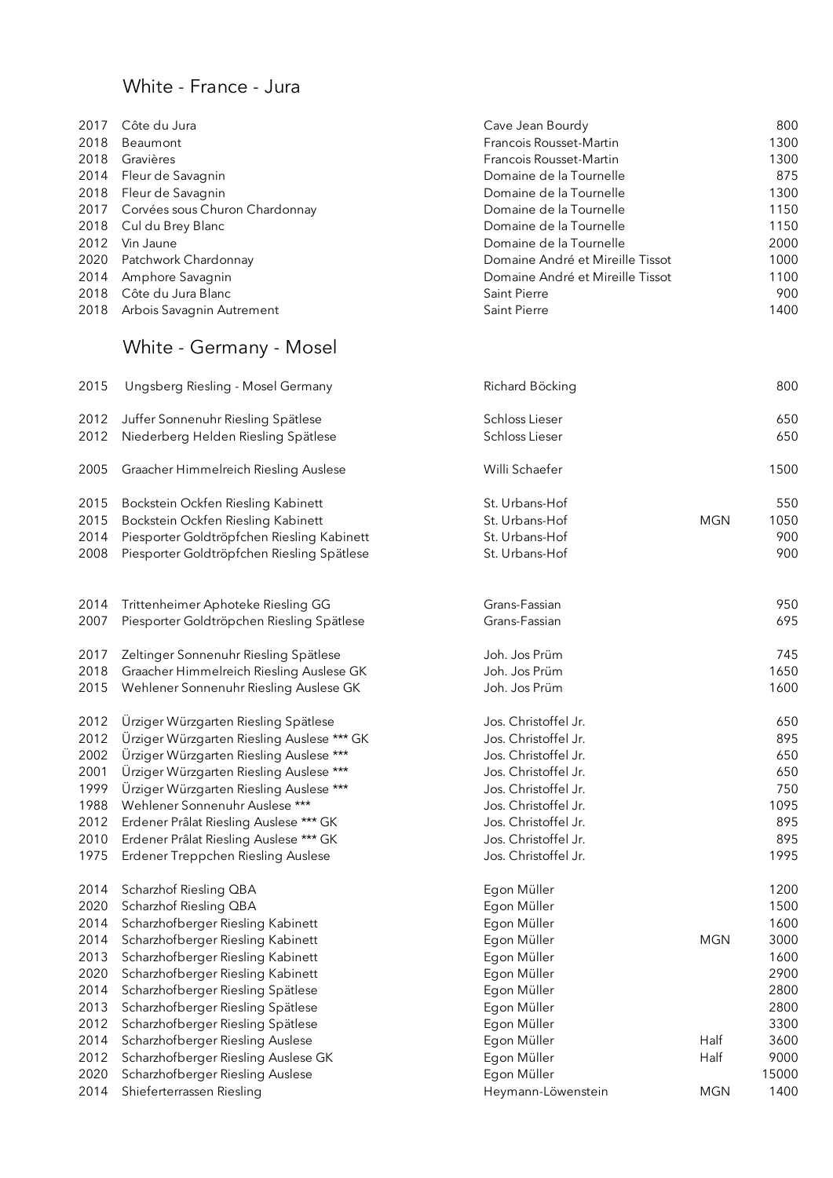## White - France - Jura

| Year | Wine | Producer | Format | Price |
|---|---|---|---|---|
| 2017 | Côte du Jura | Cave Jean Bourdy | | 800 |
| 2018 | Beaumont | Francois Rousset-Martin | | 1300 |
| 2018 | Gravières | Francois Rousset-Martin | | 1300 |
| 2014 | Fleur de Savagnin | Domaine de la Tournelle | | 875 |
| 2018 | Fleur de Savagnin | Domaine de la Tournelle | | 1300 |
| 2017 | Corvées sous Churon Chardonnay | Domaine de la Tournelle | | 1150 |
| 2018 | Cul du Brey Blanc | Domaine de la Tournelle | | 1150 |
| 2012 | Vin Jaune | Domaine de la Tournelle | | 2000 |
| 2020 | Patchwork Chardonnay | Domaine André et Mireille Tissot | | 1000 |
| 2014 | Amphore Savagnin | Domaine André et Mireille Tissot | | 1100 |
| 2018 | Côte du Jura Blanc | Saint Pierre | | 900 |
| 2018 | Arbois Savagnin Autrement | Saint Pierre | | 1400 |

## White - Germany - Mosel

| Year | Wine | Producer | Format | Price |
|---|---|---|---|---|
| 2015 | Ungsberg Riesling - Mosel Germany | Richard Böcking | | 800 |
| 2012 | Juffer Sonnenuhr Riesling Spätlese | Schloss Lieser | | 650 |
| 2012 | Niederberg Helden Riesling Spätlese | Schloss Lieser | | 650 |
| 2005 | Graacher Himmelreich Riesling Auslese | Willi Schaefer | | 1500 |
| 2015 | Bockstein Ockfen Riesling Kabinett | St. Urbans-Hof | | 550 |
| 2015 | Bockstein Ockfen Riesling Kabinett | St. Urbans-Hof | MGN | 1050 |
| 2014 | Piesporter Goldtröpfchen Riesling Kabinett | St. Urbans-Hof | | 900 |
| 2008 | Piesporter Goldtröpfchen Riesling Spätlese | St. Urbans-Hof | | 900 |
| 2014 | Trittenheimer Aphoteke Riesling GG | Grans-Fassian | | 950 |
| 2007 | Piesporter Goldtröpchen Riesling Spätlese | Grans-Fassian | | 695 |
| 2017 | Zeltinger Sonnenuhr Riesling Spätlese | Joh. Jos Prüm | | 745 |
| 2018 | Graacher Himmelreich Riesling Auslese GK | Joh. Jos Prüm | | 1650 |
| 2015 | Wehlener Sonnenuhr Riesling Auslese GK | Joh. Jos Prüm | | 1600 |
| 2012 | Ürziger Würzgarten Riesling Spätlese | Jos. Christoffel Jr. | | 650 |
| 2012 | Ürziger Würzgarten Riesling Auslese *** GK | Jos. Christoffel Jr. | | 895 |
| 2002 | Ürziger Würzgarten Riesling Auslese *** | Jos. Christoffel Jr. | | 650 |
| 2001 | Ürziger Würzgarten Riesling Auslese *** | Jos. Christoffel Jr. | | 650 |
| 1999 | Ürziger Würzgarten Riesling Auslese *** | Jos. Christoffel Jr. | | 750 |
| 1988 | Wehlener Sonnenuhr Auslese *** | Jos. Christoffel Jr. | | 1095 |
| 2012 | Erdener Prâlat Riesling Auslese *** GK | Jos. Christoffel Jr. | | 895 |
| 2010 | Erdener Prâlat Riesling Auslese *** GK | Jos. Christoffel Jr. | | 895 |
| 1975 | Erdener Treppchen Riesling Auslese | Jos. Christoffel Jr. | | 1995 |
| 2014 | Scharzhof Riesling QBA | Egon Müller | | 1200 |
| 2020 | Scharzhof Riesling QBA | Egon Müller | | 1500 |
| 2014 | Scharzhofberger Riesling Kabinett | Egon Müller | | 1600 |
| 2014 | Scharzhofberger Riesling Kabinett | Egon Müller | MGN | 3000 |
| 2013 | Scharzhofberger Riesling Kabinett | Egon Müller | | 1600 |
| 2020 | Scharzhofberger Riesling Kabinett | Egon Müller | | 2900 |
| 2014 | Scharzhofberger Riesling Spätlese | Egon Müller | | 2800 |
| 2013 | Scharzhofberger Riesling Spätlese | Egon Müller | | 2800 |
| 2012 | Scharzhofberger Riesling Spätlese | Egon Müller | | 3300 |
| 2014 | Scharzhofberger Riesling Auslese | Egon Müller | Half | 3600 |
| 2012 | Scharzhofberger Riesling Auslese GK | Egon Müller | Half | 9000 |
| 2020 | Scharzhofberger Riesling Auslese | Egon Müller | | 15000 |
| 2014 | Shieferterrassen Riesling | Heymann-Löwenstein | MGN | 1400 |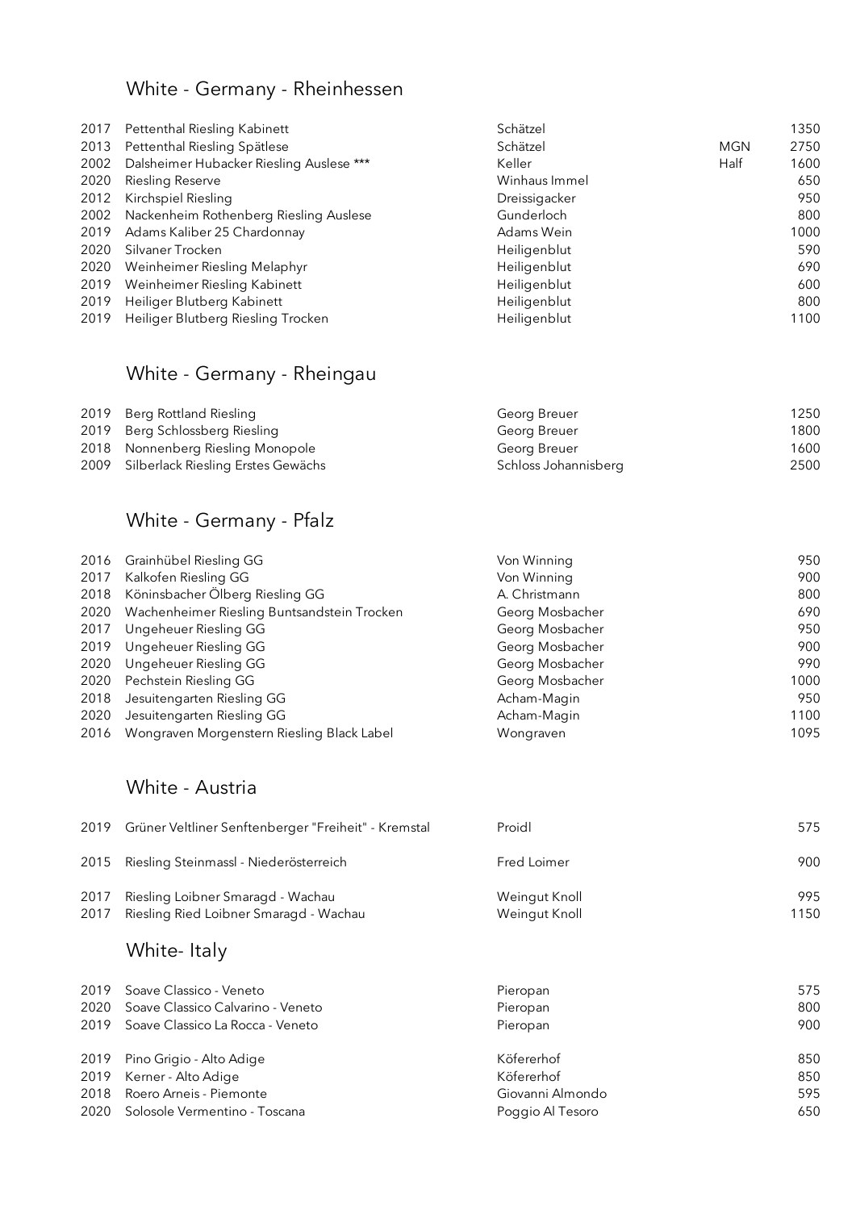## White - Germany - Rheinhessen

| | | | | |
|---|---|---|---|---|
| 2017 | Pettenthal Riesling Kabinett | Schätzel | | 1350 |
| 2013 | Pettenthal Riesling Spätlese | Schätzel | MGN | 2750 |
| 2002 | Dalsheimer Hubacker Riesling Auslese *** | Keller | Half | 1600 |
| 2020 | Riesling Reserve | Winhaus Immel | | 650 |
| 2012 | Kirchspiel Riesling | Dreissigacker | | 950 |
| 2002 | Nackenheim Rothenberg Riesling Auslese | Gunderloch | | 800 |
| 2019 | Adams Kaliber 25 Chardonnay | Adams Wein | | 1000 |
| 2020 | Silvaner Trocken | Heiligenblut | | 590 |
| 2020 | Weinheimer Riesling Melaphyr | Heiligenblut | | 690 |
| 2019 | Weinheimer Riesling Kabinett | Heiligenblut | | 600 |
| 2019 | Heiliger Blutberg Kabinett | Heiligenblut | | 800 |
| 2019 | Heiliger Blutberg Riesling Trocken | Heiligenblut | | 1100 |

## White - Germany - Rheingau

| | | | |
|---|---|---|---|
| 2019 | Berg Rottland Riesling | Georg Breuer | 1250 |
| 2019 | Berg Schlossberg Riesling | Georg Breuer | 1800 |
| 2018 | Nonnenberg Riesling Monopole | Georg Breuer | 1600 |
| 2009 | Silberlack Riesling Erstes Gewächs | Schloss Johannisberg | 2500 |

## White - Germany - Pfalz

| | | | |
|---|---|---|---|
| 2016 | Grainhübel Riesling GG | Von Winning | 950 |
| 2017 | Kalkofen Riesling GG | Von Winning | 900 |
| 2018 | Köninsbacher Ölberg Riesling GG | A. Christmann | 800 |
| 2020 | Wachenheimer Riesling Buntsandstein Trocken | Georg Mosbacher | 690 |
| 2017 | Ungeheuer Riesling GG | Georg Mosbacher | 950 |
| 2019 | Ungeheuer Riesling GG | Georg Mosbacher | 900 |
| 2020 | Ungeheuer Riesling GG | Georg Mosbacher | 990 |
| 2020 | Pechstein Riesling GG | Georg Mosbacher | 1000 |
| 2018 | Jesuitengarten Riesling GG | Acham-Magin | 950 |
| 2020 | Jesuitengarten Riesling GG | Acham-Magin | 1100 |
| 2016 | Wongraven Morgenstern Riesling Black Label | Wongraven | 1095 |

## White - Austria

| | | | |
|---|---|---|---|
| 2019 | Grüner Veltliner Senftenberger "Freiheit" - Kremstal | Proidl | 575 |
| 2015 | Riesling Steinmassl - Niederösterreich | Fred Loimer | 900 |
| 2017 | Riesling Loibner Smaragd - Wachau | Weingut Knoll | 995 |
| 2017 | Riesling Ried Loibner Smaragd - Wachau | Weingut Knoll | 1150 |

## White- Italy

| | | | |
|---|---|---|---|
| 2019 | Soave Classico - Veneto | Pieropan | 575 |
| 2020 | Soave Classico Calvarino - Veneto | Pieropan | 800 |
| 2019 | Soave Classico La Rocca - Veneto | Pieropan | 900 |
| 2019 | Pino Grigio - Alto Adige | Köfererhof | 850 |
| 2019 | Kerner - Alto Adige | Köfererhof | 850 |
| 2018 | Roero Arneis - Piemonte | Giovanni Almondo | 595 |
| 2020 | Solosole Vermentino - Toscana | Poggio Al Tesoro | 650 |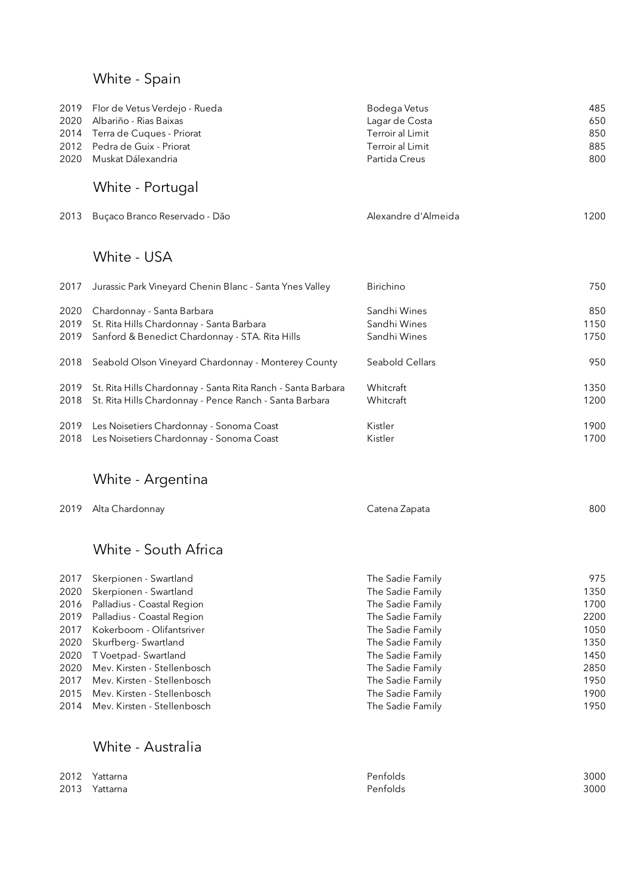## White - Spain

| | | | |
|---|---|---|---|
| 2019 | Flor de Vetus Verdejo - Rueda | Bodega Vetus | 485 |
| 2020 | Albariño - Rias Baixas | Lagar de Costa | 650 |
| 2014 | Terra de Cuques - Priorat | Terroir al Limit | 850 |
| 2012 | Pedra de Guix - Priorat | Terroir al Limit | 885 |
| 2020 | Muskat Dálexandria | Partida Creus | 800 |

## White - Portugal

| | | | |
|---|---|---|---|
| 2013 | Buçaco Branco Reservado - Dão | Alexandre d'Almeida | 1200 |

## White - USA

| | | | |
|---|---|---|---|
| 2017 | Jurassic Park Vineyard Chenin Blanc - Santa Ynes Valley | Birichino | 750 |
| 2020 | Chardonnay - Santa Barbara | Sandhi Wines | 850 |
| 2019 | St. Rita Hills Chardonnay - Santa Barbara | Sandhi Wines | 1150 |
| 2019 | Sanford & Benedict Chardonnay - STA. Rita Hills | Sandhi Wines | 1750 |
| 2018 | Seabold Olson Vineyard Chardonnay - Monterey County | Seabold Cellars | 950 |
| 2019 | St. Rita Hills Chardonnay - Santa Rita Ranch - Santa Barbara | Whitcraft | 1350 |
| 2018 | St. Rita Hills Chardonnay - Pence Ranch - Santa Barbara | Whitcraft | 1200 |
| 2019 | Les Noisetiers Chardonnay - Sonoma Coast | Kistler | 1900 |
| 2018 | Les Noisetiers Chardonnay - Sonoma Coast | Kistler | 1700 |

## White - Argentina

| | | | |
|---|---|---|---|
| 2019 | Alta Chardonnay | Catena Zapata | 800 |

## White - South Africa

| | | | |
|---|---|---|---|
| 2017 | Skerpionen - Swartland | The Sadie Family | 975 |
| 2020 | Skerpionen - Swartland | The Sadie Family | 1350 |
| 2016 | Palladius - Coastal Region | The Sadie Family | 1700 |
| 2019 | Palladius - Coastal Region | The Sadie Family | 2200 |
| 2017 | Kokerboom - Olifantsriver | The Sadie Family | 1050 |
| 2020 | Skurfberg- Swartland | The Sadie Family | 1350 |
| 2020 | T Voetpad- Swartland | The Sadie Family | 1450 |
| 2020 | Mev. Kirsten - Stellenbosch | The Sadie Family | 2850 |
| 2017 | Mev. Kirsten - Stellenbosch | The Sadie Family | 1950 |
| 2015 | Mev. Kirsten - Stellenbosch | The Sadie Family | 1900 |
| 2014 | Mev. Kirsten - Stellenbosch | The Sadie Family | 1950 |

## White - Australia

| | | | |
|---|---|---|---|
| 2012 | Yattarna | Penfolds | 3000 |
| 2013 | Yattarna | Penfolds | 3000 |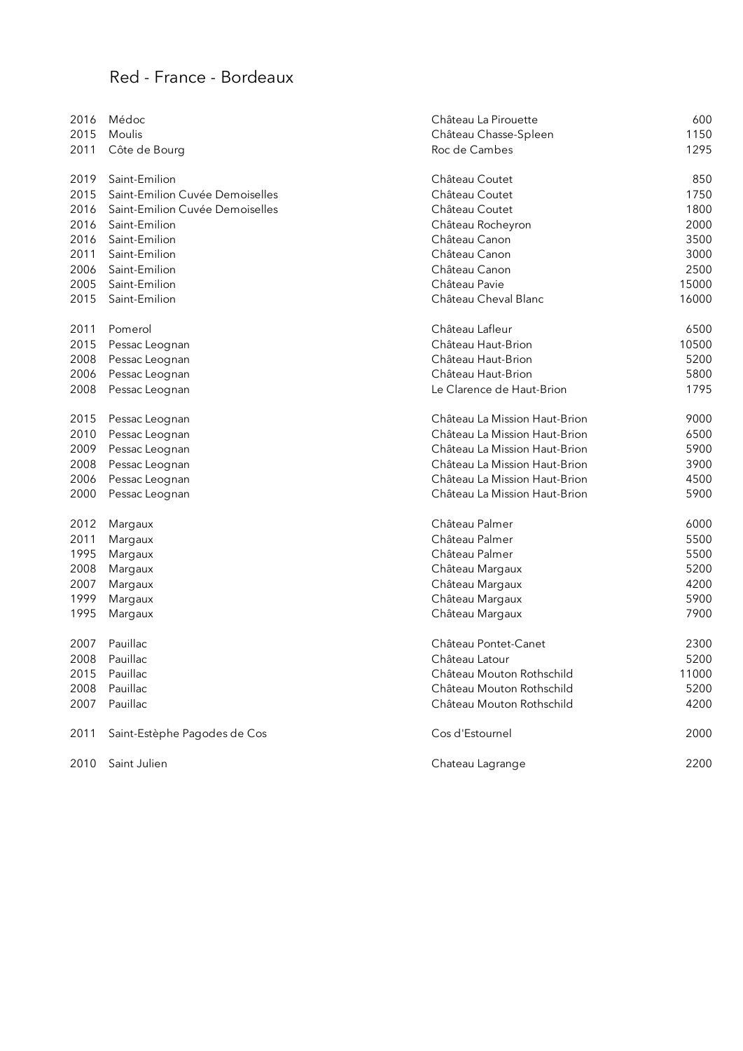# Red - France - Bordeaux

| | | | |
|---|---|---|---|
| 2016 | Médoc | Château La Pirouette | 600 |
| 2015 | Moulis | Château Chasse-Spleen | 1150 |
| 2011 | Côte de Bourg | Roc de Cambes | 1295 |
| | | | |
| 2019 | Saint-Emilion | Château Coutet | 850 |
| 2015 | Saint-Emilion Cuvée Demoiselles | Château Coutet | 1750 |
| 2016 | Saint-Emilion Cuvée Demoiselles | Château Coutet | 1800 |
| 2016 | Saint-Emilion | Château Rocheyron | 2000 |
| 2016 | Saint-Emilion | Château Canon | 3500 |
| 2011 | Saint-Emilion | Château Canon | 3000 |
| 2006 | Saint-Emilion | Château Canon | 2500 |
| 2005 | Saint-Emilion | Château Pavie | 15000 |
| 2015 | Saint-Emilion | Château Cheval Blanc | 16000 |
| | | | |
| 2011 | Pomerol | Château Lafleur | 6500 |
| 2015 | Pessac Leognan | Château Haut-Brion | 10500 |
| 2008 | Pessac Leognan | Château Haut-Brion | 5200 |
| 2006 | Pessac Leognan | Château Haut-Brion | 5800 |
| 2008 | Pessac Leognan | Le Clarence de Haut-Brion | 1795 |
| | | | |
| 2015 | Pessac Leognan | Château La Mission Haut-Brion | 9000 |
| 2010 | Pessac Leognan | Château La Mission Haut-Brion | 6500 |
| 2009 | Pessac Leognan | Château La Mission Haut-Brion | 5900 |
| 2008 | Pessac Leognan | Château La Mission Haut-Brion | 3900 |
| 2006 | Pessac Leognan | Château La Mission Haut-Brion | 4500 |
| 2000 | Pessac Leognan | Château La Mission Haut-Brion | 5900 |
| | | | |
| 2012 | Margaux | Château Palmer | 6000 |
| 2011 | Margaux | Château Palmer | 5500 |
| 1995 | Margaux | Château Palmer | 5500 |
| 2008 | Margaux | Château Margaux | 5200 |
| 2007 | Margaux | Château Margaux | 4200 |
| 1999 | Margaux | Château Margaux | 5900 |
| 1995 | Margaux | Château Margaux | 7900 |
| | | | |
| 2007 | Pauillac | Château Pontet-Canet | 2300 |
| 2008 | Pauillac | Château Latour | 5200 |
| 2015 | Pauillac | Château Mouton Rothschild | 11000 |
| 2008 | Pauillac | Château Mouton Rothschild | 5200 |
| 2007 | Pauillac | Château Mouton Rothschild | 4200 |
| | | | |
| 2011 | Saint-Estèphe Pagodes de Cos | Cos d'Estournel | 2000 |
| | | | |
| 2010 | Saint Julien | Chateau Lagrange | 2200 |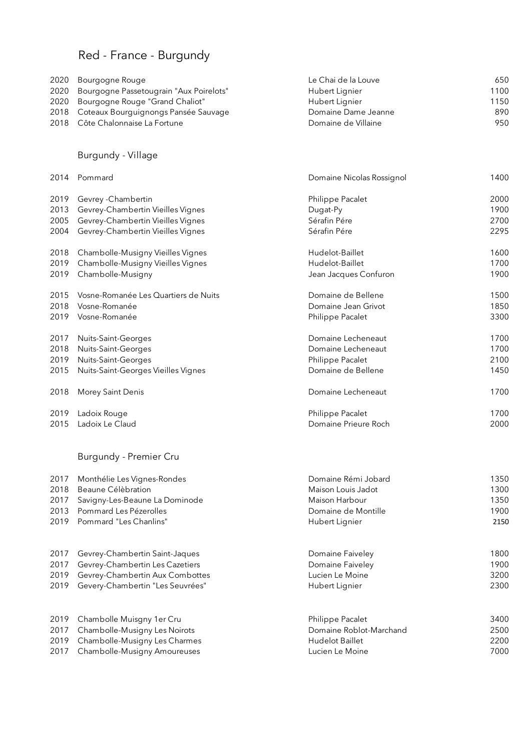# Red - France - Burgundy

| | | | |
|---|---|---|---|
| 2020 | Bourgogne Rouge | Le Chai de la Louve | 650 |
| 2020 | Bourgogne Passetougrain "Aux Poirelots" | Hubert Lignier | 1100 |
| 2020 | Bourgogne Rouge "Grand Chaliot" | Hubert Lignier | 1150 |
| 2018 | Coteaux Bourguignongs Pansée Sauvage | Domaine Dame Jeanne | 890 |
| 2018 | Côte Chalonnaise La Fortune | Domaine de Villaine | 950 |

## Burgundy - Village

| | | | |
|---|---|---|---|
| 2014 | Pommard | Domaine Nicolas Rossignol | 1400 |
| 2019 | Gevrey -Chambertin | Philippe Pacalet | 2000 |
| 2013 | Gevrey-Chambertin Vieilles Vignes | Dugat-Py | 1900 |
| 2005 | Gevrey-Chambertin Vieilles Vignes | Sérafin Pére | 2700 |
| 2004 | Gevrey-Chambertin Vieilles Vignes | Sérafin Pére | 2295 |
| 2018 | Chambolle-Musigny Vieilles Vignes | Hudelot-Baillet | 1600 |
| 2019 | Chambolle-Musigny Vieilles Vignes | Hudelot-Baillet | 1700 |
| 2019 | Chambolle-Musigny | Jean Jacques Confuron | 1900 |
| 2015 | Vosne-Romanée Les Quartiers de Nuits | Domaine de Bellene | 1500 |
| 2018 | Vosne-Romanée | Domaine Jean Grivot | 1850 |
| 2019 | Vosne-Romanée | Philippe Pacalet | 3300 |
| 2017 | Nuits-Saint-Georges | Domaine Lecheneaut | 1700 |
| 2018 | Nuits-Saint-Georges | Domaine Lecheneaut | 1700 |
| 2019 | Nuits-Saint-Georges | Philippe Pacalet | 2100 |
| 2015 | Nuits-Saint-Georges Vieilles Vignes | Domaine de Bellene | 1450 |
| 2018 | Morey Saint Denis | Domaine Lecheneaut | 1700 |
| 2019 | Ladoix Rouge | Philippe Pacalet | 1700 |
| 2015 | Ladoix Le Claud | Domaine Prieure Roch | 2000 |

## Burgundy - Premier Cru

| | | | |
|---|---|---|---|
| 2017 | Monthélie Les Vignes-Rondes | Domaine Rémi Jobard | 1350 |
| 2018 | Beaune Célèbration | Maison Louis Jadot | 1300 |
| 2017 | Savigny-Les-Beaune La Dominode | Maison Harbour | 1350 |
| 2013 | Pommard Les Pézerolles | Domaine de Montille | 1900 |
| 2019 | Pommard "Les Chanlins" | Hubert Lignier | 2150 |
| 2017 | Gevrey-Chambertin Saint-Jaques | Domaine Faiveley | 1800 |
| 2017 | Gevrey-Chambertin Les Cazetiers | Domaine Faiveley | 1900 |
| 2019 | Gevrey-Chambertin Aux Combottes | Lucien Le Moine | 3200 |
| 2019 | Gevery-Chambertin "Les Seuvrées" | Hubert Lignier | 2300 |
| 2019 | Chambolle Muisgny 1er Cru | Philippe Pacalet | 3400 |
| 2017 | Chambolle-Musigny Les Noirots | Domaine Roblot-Marchand | 2500 |
| 2019 | Chambolle-Musigny Les Charmes | Hudelot Baillet | 2200 |
| 2017 | Chambolle-Musigny Amoureuses | Lucien Le Moine | 7000 |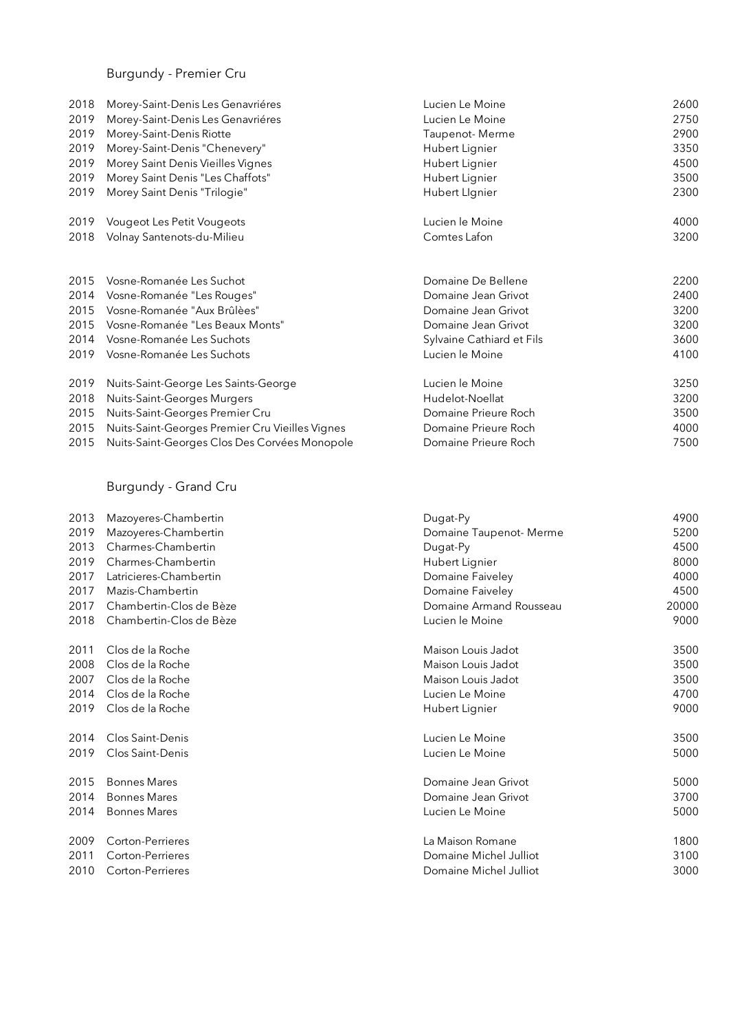## Burgundy - Premier Cru

| | | | |
|---|---|---|---|
| 2018 | Morey-Saint-Denis Les Genavriéres | Lucien Le Moine | 2600 |
| 2019 | Morey-Saint-Denis Les Genavriéres | Lucien Le Moine | 2750 |
| 2019 | Morey-Saint-Denis Riotte | Taupenot- Merme | 2900 |
| 2019 | Morey-Saint-Denis "Chenevery" | Hubert Lignier | 3350 |
| 2019 | Morey Saint Denis Vieilles Vignes | Hubert Lignier | 4500 |
| 2019 | Morey Saint Denis "Les Chaffots" | Hubert Lignier | 3500 |
| 2019 | Morey Saint Denis "Trilogie" | Hubert LIgnier | 2300 |
| | | | |
| 2019 | Vougeot Les Petit Vougeots | Lucien le Moine | 4000 |
| 2018 | Volnay Santenots-du-Milieu | Comtes Lafon | 3200 |
| | | | |
| 2015 | Vosne-Romanée Les Suchot | Domaine De Bellene | 2200 |
| 2014 | Vosne-Romanée "Les Rouges" | Domaine Jean Grivot | 2400 |
| 2015 | Vosne-Romanée "Aux Brûlèes" | Domaine Jean Grivot | 3200 |
| 2015 | Vosne-Romanée "Les Beaux Monts" | Domaine Jean Grivot | 3200 |
| 2014 | Vosne-Romanée Les Suchots | Sylvaine Cathiard et Fils | 3600 |
| 2019 | Vosne-Romanée Les Suchots | Lucien le Moine | 4100 |
| | | | |
| 2019 | Nuits-Saint-George Les Saints-George | Lucien le Moine | 3250 |
| 2018 | Nuits-Saint-Georges Murgers | Hudelot-Noellat | 3200 |
| 2015 | Nuits-Saint-Georges Premier Cru | Domaine Prieure Roch | 3500 |
| 2015 | Nuits-Saint-Georges Premier Cru Vieilles Vignes | Domaine Prieure Roch | 4000 |
| 2015 | Nuits-Saint-Georges Clos Des Corvées Monopole | Domaine Prieure Roch | 7500 |

## Burgundy - Grand Cru

| | | | |
|---|---|---|---|
| 2013 | Mazoyeres-Chambertin | Dugat-Py | 4900 |
| 2019 | Mazoyeres-Chambertin | Domaine Taupenot- Merme | 5200 |
| 2013 | Charmes-Chambertin | Dugat-Py | 4500 |
| 2019 | Charmes-Chambertin | Hubert Lignier | 8000 |
| 2017 | Latricieres-Chambertin | Domaine Faiveley | 4000 |
| 2017 | Mazis-Chambertin | Domaine Faiveley | 4500 |
| 2017 | Chambertin-Clos de Bèze | Domaine Armand Rousseau | 20000 |
| 2018 | Chambertin-Clos de Bèze | Lucien le Moine | 9000 |
| | | | |
| 2011 | Clos de la Roche | Maison Louis Jadot | 3500 |
| 2008 | Clos de la Roche | Maison Louis Jadot | 3500 |
| 2007 | Clos de la Roche | Maison Louis Jadot | 3500 |
| 2014 | Clos de la Roche | Lucien Le Moine | 4700 |
| 2019 | Clos de la Roche | Hubert Lignier | 9000 |
| | | | |
| 2014 | Clos Saint-Denis | Lucien Le Moine | 3500 |
| 2019 | Clos Saint-Denis | Lucien Le Moine | 5000 |
| | | | |
| 2015 | Bonnes Mares | Domaine Jean Grivot | 5000 |
| 2014 | Bonnes Mares | Domaine Jean Grivot | 3700 |
| 2014 | Bonnes Mares | Lucien Le Moine | 5000 |
| | | | |
| 2009 | Corton-Perrieres | La Maison Romane | 1800 |
| 2011 | Corton-Perrieres | Domaine Michel Julliot | 3100 |
| 2010 | Corton-Perrieres | Domaine Michel Julliot | 3000 |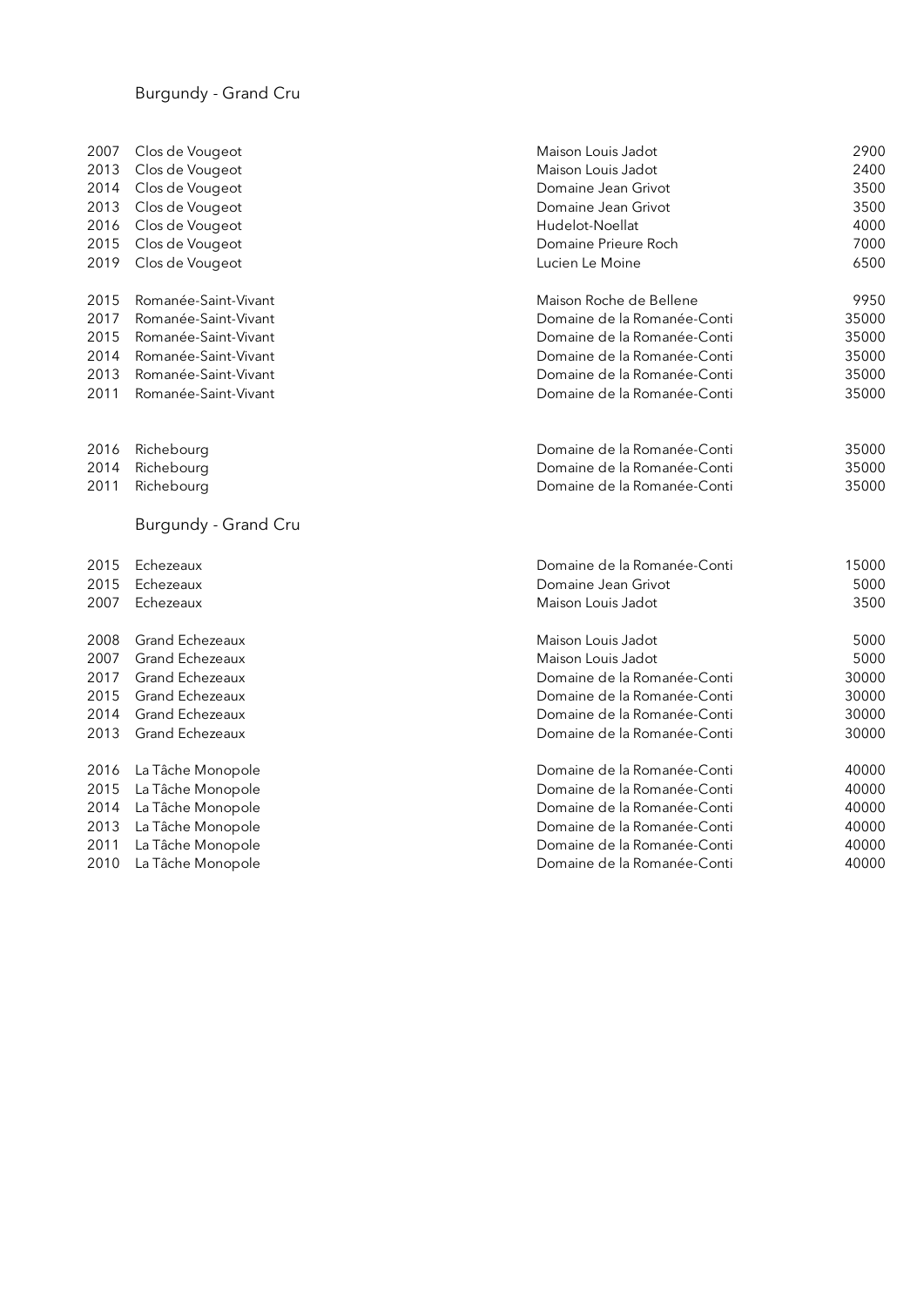## Burgundy - Grand Cru

| | | | |
|---|---|---|---|
| 2007 | Clos de Vougeot | Maison Louis Jadot | 2900 |
| 2013 | Clos de Vougeot | Maison Louis Jadot | 2400 |
| 2014 | Clos de Vougeot | Domaine Jean Grivot | 3500 |
| 2013 | Clos de Vougeot | Domaine Jean Grivot | 3500 |
| 2016 | Clos de Vougeot | Hudelot-Noellat | 4000 |
| 2015 | Clos de Vougeot | Domaine Prieure Roch | 7000 |
| 2019 | Clos de Vougeot | Lucien Le Moine | 6500 |
| | | | |
| 2015 | Romanée-Saint-Vivant | Maison Roche de Bellene | 9950 |
| 2017 | Romanée-Saint-Vivant | Domaine de la Romanée-Conti | 35000 |
| 2015 | Romanée-Saint-Vivant | Domaine de la Romanée-Conti | 35000 |
| 2014 | Romanée-Saint-Vivant | Domaine de la Romanée-Conti | 35000 |
| 2013 | Romanée-Saint-Vivant | Domaine de la Romanée-Conti | 35000 |
| 2011 | Romanée-Saint-Vivant | Domaine de la Romanée-Conti | 35000 |
| | | | |
| 2016 | Richebourg | Domaine de la Romanée-Conti | 35000 |
| 2014 | Richebourg | Domaine de la Romanée-Conti | 35000 |
| 2011 | Richebourg | Domaine de la Romanée-Conti | 35000 |

## Burgundy - Grand Cru

| | | | |
|---|---|---|---|
| 2015 | Echezeaux | Domaine de la Romanée-Conti | 15000 |
| 2015 | Echezeaux | Domaine Jean Grivot | 5000 |
| 2007 | Echezeaux | Maison Louis Jadot | 3500 |
| | | | |
| 2008 | Grand Echezeaux | Maison Louis Jadot | 5000 |
| 2007 | Grand Echezeaux | Maison Louis Jadot | 5000 |
| 2017 | Grand Echezeaux | Domaine de la Romanée-Conti | 30000 |
| 2015 | Grand Echezeaux | Domaine de la Romanée-Conti | 30000 |
| 2014 | Grand Echezeaux | Domaine de la Romanée-Conti | 30000 |
| 2013 | Grand Echezeaux | Domaine de la Romanée-Conti | 30000 |
| | | | |
| 2016 | La Tâche Monopole | Domaine de la Romanée-Conti | 40000 |
| 2015 | La Tâche Monopole | Domaine de la Romanée-Conti | 40000 |
| 2014 | La Tâche Monopole | Domaine de la Romanée-Conti | 40000 |
| 2013 | La Tâche Monopole | Domaine de la Romanée-Conti | 40000 |
| 2011 | La Tâche Monopole | Domaine de la Romanée-Conti | 40000 |
| 2010 | La Tâche Monopole | Domaine de la Romanée-Conti | 40000 |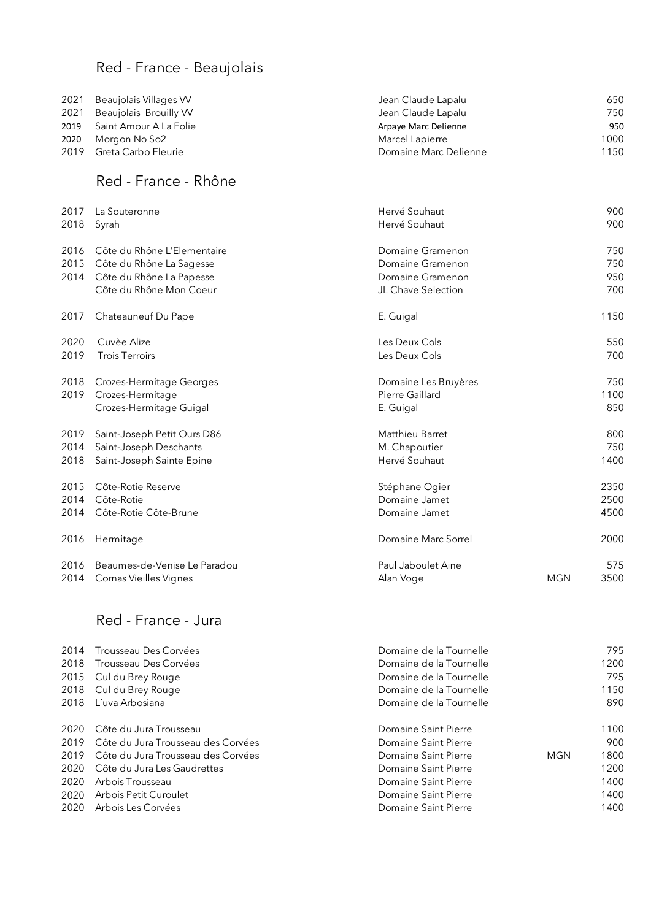## Red - France - Beaujolais

| Year | Wine | Producer | Format | Price |
|---|---|---|---|---|
| 2021 | Beaujolais Villages VV | Jean Claude Lapalu | | 650 |
| 2021 | Beaujolais Brouilly VV | Jean Claude Lapalu | | 750 |
| 2019 | Saint Amour A La Folie | Arpaye Marc Delienne | | 950 |
| 2020 | Morgon No So2 | Marcel Lapierre | | 1000 |
| 2019 | Greta Carbo Fleurie | Domaine Marc Delienne | | 1150 |

## Red - France - Rhône

| Year | Wine | Producer | Format | Price |
|---|---|---|---|---|
| 2017 | La Souteronne | Hervé Souhaut | | 900 |
| 2018 | Syrah | Hervé Souhaut | | 900 |
| 2016 | Côte du Rhône L'Elementaire | Domaine Gramenon | | 750 |
| 2015 | Côte du Rhône La Sagesse | Domaine Gramenon | | 750 |
| 2014 | Côte du Rhône La Papesse | Domaine Gramenon | | 950 |
| | Côte du Rhône Mon Coeur | JL Chave Selection | | 700 |
| 2017 | Chateauneuf Du Pape | E. Guigal | | 1150 |
| 2020 | Cuvèe Alize | Les Deux Cols | | 550 |
| 2019 | Trois Terroirs | Les Deux Cols | | 700 |
| 2018 | Crozes-Hermitage Georges | Domaine Les Bruyères | | 750 |
| 2019 | Crozes-Hermitage | Pierre Gaillard | | 1100 |
| | Crozes-Hermitage Guigal | E. Guigal | | 850 |
| 2019 | Saint-Joseph Petit Ours D86 | Matthieu Barret | | 800 |
| 2014 | Saint-Joseph Deschants | M. Chapoutier | | 750 |
| 2018 | Saint-Joseph Sainte Epine | Hervé Souhaut | | 1400 |
| 2015 | Côte-Rotie Reserve | Stéphane Ogier | | 2350 |
| 2014 | Côte-Rotie | Domaine Jamet | | 2500 |
| 2014 | Côte-Rotie Côte-Brune | Domaine Jamet | | 4500 |
| 2016 | Hermitage | Domaine Marc Sorrel | | 2000 |
| 2016 | Beaumes-de-Venise Le Paradou | Paul Jaboulet Aine | | 575 |
| 2014 | Cornas Vieilles Vignes | Alan Voge | MGN | 3500 |

## Red - France - Jura

| Year | Wine | Producer | Format | Price |
|---|---|---|---|---|
| 2014 | Trousseau Des Corvées | Domaine de la Tournelle | | 795 |
| 2018 | Trousseau Des Corvées | Domaine de la Tournelle | | 1200 |
| 2015 | Cul du Brey Rouge | Domaine de la Tournelle | | 795 |
| 2018 | Cul du Brey Rouge | Domaine de la Tournelle | | 1150 |
| 2018 | L´uva Arbosiana | Domaine de la Tournelle | | 890 |
| 2020 | Côte du Jura Trousseau | Domaine Saint Pierre | | 1100 |
| 2019 | Côte du Jura Trousseau des Corvées | Domaine Saint Pierre | | 900 |
| 2019 | Côte du Jura Trousseau des Corvées | Domaine Saint Pierre | MGN | 1800 |
| 2020 | Côte du Jura Les Gaudrettes | Domaine Saint Pierre | | 1200 |
| 2020 | Arbois Trousseau | Domaine Saint Pierre | | 1400 |
| 2020 | Arbois Petit Curoulet | Domaine Saint Pierre | | 1400 |
| 2020 | Arbois Les Corvées | Domaine Saint Pierre | | 1400 |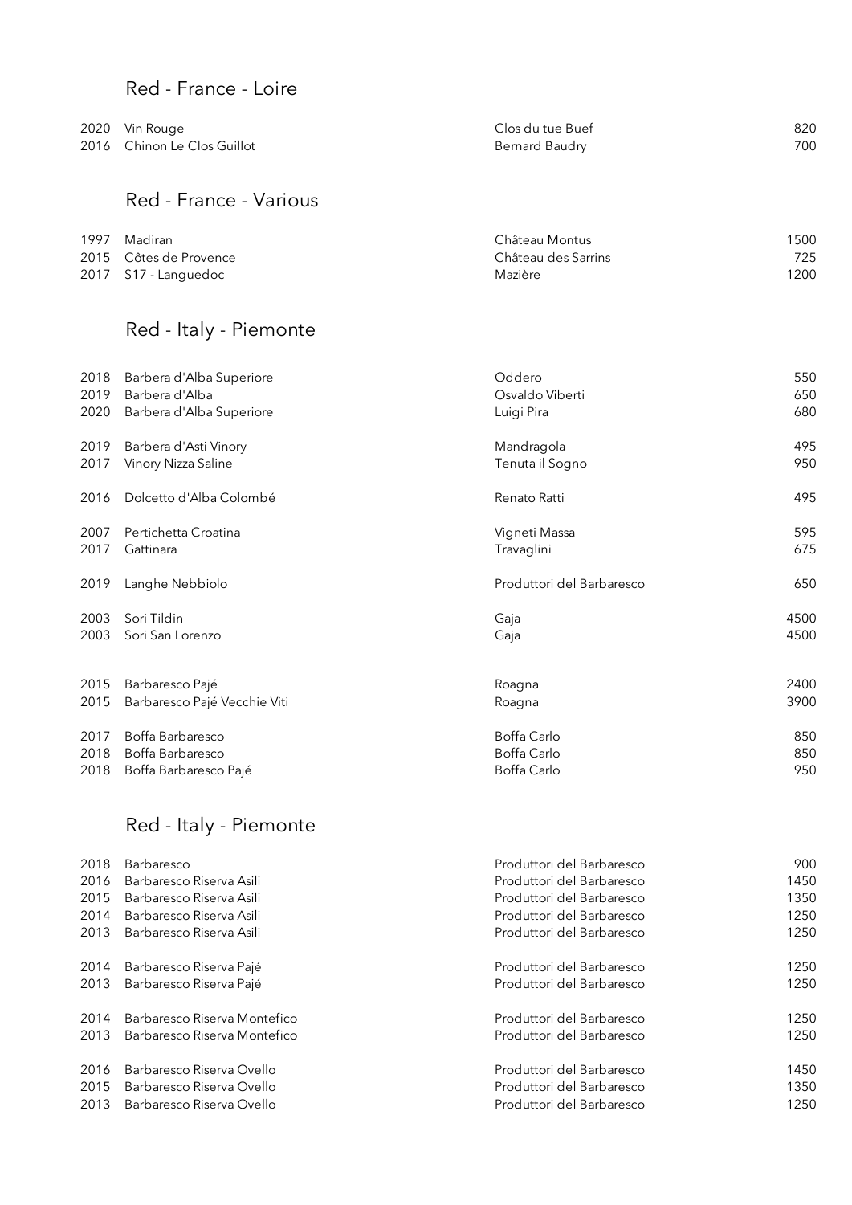## Red - France - Loire

| | | | |
|---|---|---|---|
| 2020 | Vin Rouge | Clos du tue Buef | 820 |
| 2016 | Chinon Le Clos Guillot | Bernard Baudry | 700 |

## Red - France - Various

| | | | |
|---|---|---|---|
| 1997 | Madiran | Château Montus | 1500 |
| 2015 | Côtes de Provence | Château des Sarrins | 725 |
| 2017 | S17 - Languedoc | Mazière | 1200 |

## Red - Italy - Piemonte

| | | | |
|---|---|---|---|
| 2018 | Barbera d'Alba Superiore | Oddero | 550 |
| 2019 | Barbera d'Alba | Osvaldo Viberti | 650 |
| 2020 | Barbera d'Alba Superiore | Luigi Pira | 680 |
| 2019 | Barbera d'Asti Vinory | Mandragola | 495 |
| 2017 | Vinory Nizza Saline | Tenuta il Sogno | 950 |
| 2016 | Dolcetto d'Alba Colombé | Renato Ratti | 495 |
| 2007 | Pertichetta Croatina | Vigneti Massa | 595 |
| 2017 | Gattinara | Travaglini | 675 |
| 2019 | Langhe Nebbiolo | Produttori del Barbaresco | 650 |
| 2003 | Sori Tildin | Gaja | 4500 |
| 2003 | Sori San Lorenzo | Gaja | 4500 |
| 2015 | Barbaresco Pajé | Roagna | 2400 |
| 2015 | Barbaresco Pajé Vecchie Viti | Roagna | 3900 |
| 2017 | Boffa Barbaresco | Boffa Carlo | 850 |
| 2018 | Boffa Barbaresco | Boffa Carlo | 850 |
| 2018 | Boffa Barbaresco Pajé | Boffa Carlo | 950 |

## Red - Italy - Piemonte

| | | | |
|---|---|---|---|
| 2018 | Barbaresco | Produttori del Barbaresco | 900 |
| 2016 | Barbaresco Riserva Asili | Produttori del Barbaresco | 1450 |
| 2015 | Barbaresco Riserva Asili | Produttori del Barbaresco | 1350 |
| 2014 | Barbaresco Riserva Asili | Produttori del Barbaresco | 1250 |
| 2013 | Barbaresco Riserva Asili | Produttori del Barbaresco | 1250 |
| 2014 | Barbaresco Riserva Pajé | Produttori del Barbaresco | 1250 |
| 2013 | Barbaresco Riserva Pajé | Produttori del Barbaresco | 1250 |
| 2014 | Barbaresco Riserva Montefico | Produttori del Barbaresco | 1250 |
| 2013 | Barbaresco Riserva Montefico | Produttori del Barbaresco | 1250 |
| 2016 | Barbaresco Riserva Ovello | Produttori del Barbaresco | 1450 |
| 2015 | Barbaresco Riserva Ovello | Produttori del Barbaresco | 1350 |
| 2013 | Barbaresco Riserva Ovello | Produttori del Barbaresco | 1250 |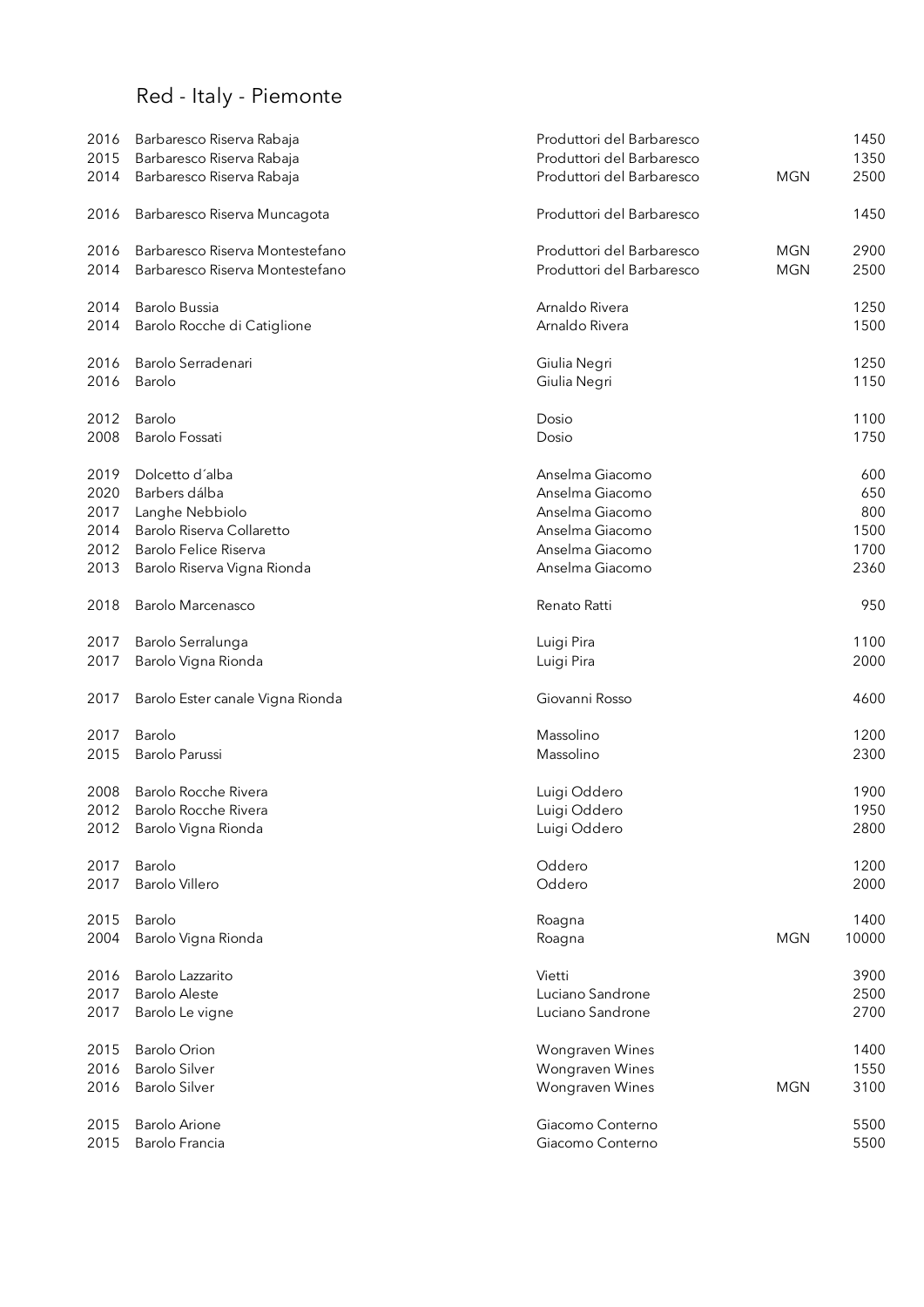# Red - Italy - Piemonte

| Year | Wine | Producer | Size | Price |
|---|---|---|---|---|
| 2016 | Barbaresco Riserva Rabaja | Produttori del Barbaresco | | 1450 |
| 2015 | Barbaresco Riserva Rabaja | Produttori del Barbaresco | | 1350 |
| 2014 | Barbaresco Riserva Rabaja | Produttori del Barbaresco | MGN | 2500 |
| | | | | |
| 2016 | Barbaresco Riserva Muncagota | Produttori del Barbaresco | | 1450 |
| | | | | |
| 2016 | Barbaresco Riserva Montestefano | Produttori del Barbaresco | MGN | 2900 |
| 2014 | Barbaresco Riserva Montestefano | Produttori del Barbaresco | MGN | 2500 |
| | | | | |
| 2014 | Barolo Bussia | Arnaldo Rivera | | 1250 |
| 2014 | Barolo Rocche di Catiglione | Arnaldo Rivera | | 1500 |
| | | | | |
| 2016 | Barolo Serradenari | Giulia Negri | | 1250 |
| 2016 | Barolo | Giulia Negri | | 1150 |
| | | | | |
| 2012 | Barolo | Dosio | | 1100 |
| 2008 | Barolo Fossati | Dosio | | 1750 |
| | | | | |
| 2019 | Dolcetto d´alba | Anselma Giacomo | | 600 |
| 2020 | Barbers dálba | Anselma Giacomo | | 650 |
| 2017 | Langhe Nebbiolo | Anselma Giacomo | | 800 |
| 2014 | Barolo Riserva Collaretto | Anselma Giacomo | | 1500 |
| 2012 | Barolo Felice Riserva | Anselma Giacomo | | 1700 |
| 2013 | Barolo Riserva Vigna Rionda | Anselma Giacomo | | 2360 |
| | | | | |
| 2018 | Barolo Marcenasco | Renato Ratti | | 950 |
| | | | | |
| 2017 | Barolo Serralunga | Luigi Pira | | 1100 |
| 2017 | Barolo Vigna Rionda | Luigi Pira | | 2000 |
| | | | | |
| 2017 | Barolo Ester canale Vigna Rionda | Giovanni Rosso | | 4600 |
| | | | | |
| 2017 | Barolo | Massolino | | 1200 |
| 2015 | Barolo Parussi | Massolino | | 2300 |
| | | | | |
| 2008 | Barolo Rocche Rivera | Luigi Oddero | | 1900 |
| 2012 | Barolo Rocche Rivera | Luigi Oddero | | 1950 |
| 2012 | Barolo Vigna Rionda | Luigi Oddero | | 2800 |
| | | | | |
| 2017 | Barolo | Oddero | | 1200 |
| 2017 | Barolo Villero | Oddero | | 2000 |
| | | | | |
| 2015 | Barolo | Roagna | | 1400 |
| 2004 | Barolo Vigna Rionda | Roagna | MGN | 10000 |
| | | | | |
| 2016 | Barolo Lazzarito | Vietti | | 3900 |
| 2017 | Barolo Aleste | Luciano Sandrone | | 2500 |
| 2017 | Barolo Le vigne | Luciano Sandrone | | 2700 |
| | | | | |
| 2015 | Barolo Orion | Wongraven Wines | | 1400 |
| 2016 | Barolo Silver | Wongraven Wines | | 1550 |
| 2016 | Barolo Silver | Wongraven Wines | MGN | 3100 |
| | | | | |
| 2015 | Barolo Arione | Giacomo Conterno | | 5500 |
| 2015 | Barolo Francia | Giacomo Conterno | | 5500 |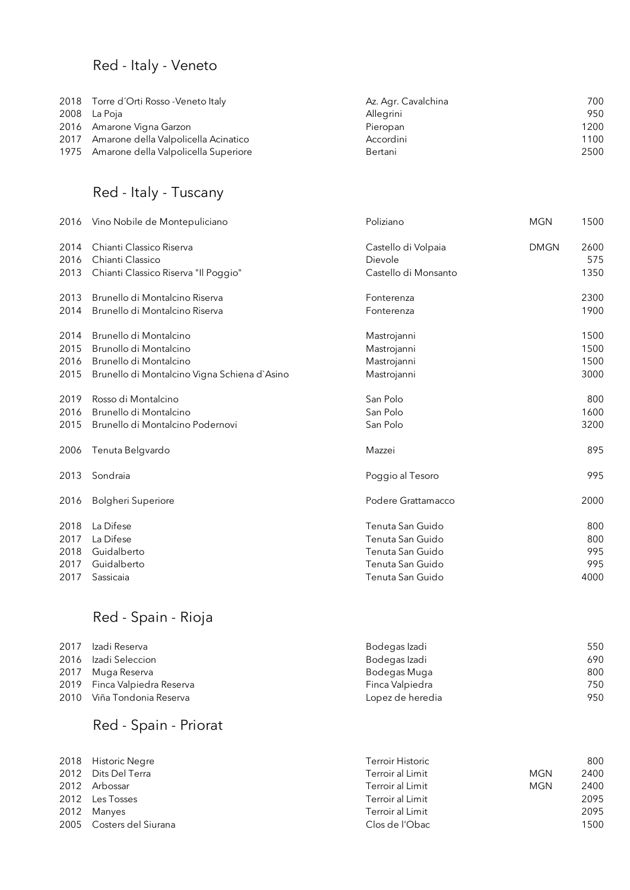## Red - Italy - Veneto

| Year | Wine | Producer | Size | Price |
|---|---|---|---|---|
| 2018 | Torre d´Orti Rosso -Veneto Italy | Az. Agr. Cavalchina | | 700 |
| 2008 | La Poja | Allegrini | | 950 |
| 2016 | Amarone Vigna Garzon | Pieropan | | 1200 |
| 2017 | Amarone della Valpolicella Acinatico | Accordini | | 1100 |
| 1975 | Amarone della Valpolicella Superiore | Bertani | | 2500 |

## Red - Italy - Tuscany

| Year | Wine | Producer | Size | Price |
|---|---|---|---|---|
| 2016 | Vino Nobile de Montepuliciano | Poliziano | MGN | 1500 |
| 2014 | Chianti Classico Riserva | Castello di Volpaia | DMGN | 2600 |
| 2016 | Chianti Classico | Dievole | | 575 |
| 2013 | Chianti Classico Riserva "Il Poggio" | Castello di Monsanto | | 1350 |
| 2013 | Brunello di Montalcino Riserva | Fonterenza | | 2300 |
| 2014 | Brunello di Montalcino Riserva | Fonterenza | | 1900 |
| 2014 | Brunello di Montalcino | Mastrojanni | | 1500 |
| 2015 | Brunollo di Montalcino | Mastrojanni | | 1500 |
| 2016 | Brunello di Montalcino | Mastrojanni | | 1500 |
| 2015 | Brunello di Montalcino Vigna Schiena d`Asino | Mastrojanni | | 3000 |
| 2019 | Rosso di Montalcino | San Polo | | 800 |
| 2016 | Brunello di Montalcino | San Polo | | 1600 |
| 2015 | Brunello di Montalcino Podernovi | San Polo | | 3200 |
| 2006 | Tenuta Belgvardo | Mazzei | | 895 |
| 2013 | Sondraia | Poggio al Tesoro | | 995 |
| 2016 | Bolgheri Superiore | Podere Grattamacco | | 2000 |
| 2018 | La Difese | Tenuta San Guido | | 800 |
| 2017 | La Difese | Tenuta San Guido | | 800 |
| 2018 | Guidalberto | Tenuta San Guido | | 995 |
| 2017 | Guidalberto | Tenuta San Guido | | 995 |
| 2017 | Sassicaia | Tenuta San Guido | | 4000 |

## Red - Spain - Rioja

| Year | Wine | Producer | Size | Price |
|---|---|---|---|---|
| 2017 | Izadi Reserva | Bodegas Izadi | | 550 |
| 2016 | Izadi Seleccion | Bodegas Izadi | | 690 |
| 2017 | Muga Reserva | Bodegas Muga | | 800 |
| 2019 | Finca Valpiedra Reserva | Finca Valpiedra | | 750 |
| 2010 | Viña Tondonia Reserva | Lopez de heredia | | 950 |

## Red - Spain - Priorat

| Year | Wine | Producer | Size | Price |
|---|---|---|---|---|
| 2018 | Historic Negre | Terroir Historic | | 800 |
| 2012 | Dits Del Terra | Terroir al Limit | MGN | 2400 |
| 2012 | Arbossar | Terroir al Limit | MGN | 2400 |
| 2012 | Les Tosses | Terroir al Limit | | 2095 |
| 2012 | Manyes | Terroir al Limit | | 2095 |
| 2005 | Costers del Siurana | Clos de l'Obac | | 1500 |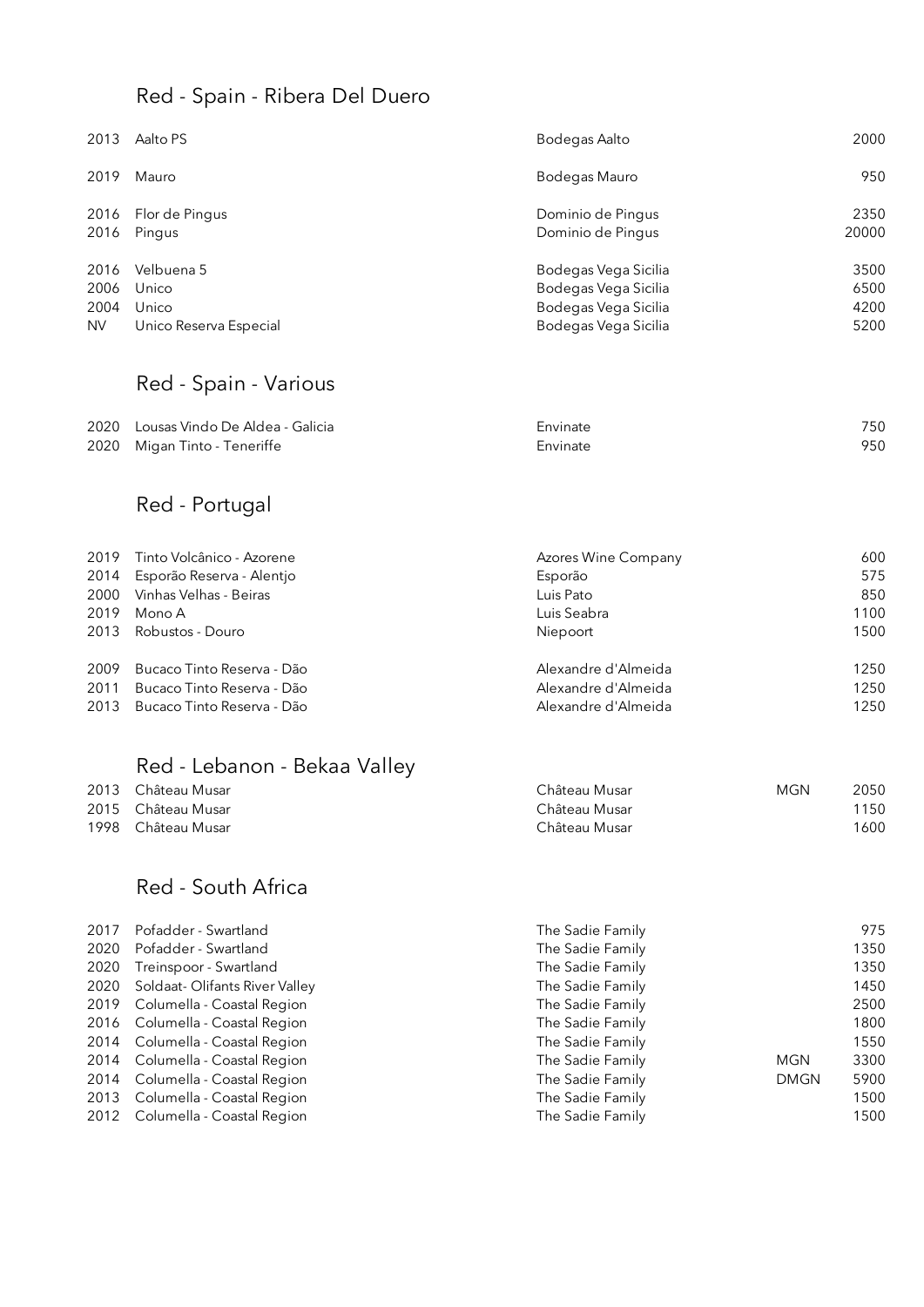## Red - Spain - Ribera Del Duero

| Vintage | Wine | Producer | Format | Price |
|---|---|---|---|---|
| 2013 | Aalto PS | Bodegas Aalto | | 2000 |
| 2019 | Mauro | Bodegas Mauro | | 950 |
| 2016 | Flor de Pingus | Dominio de Pingus | | 2350 |
| 2016 | Pingus | Dominio de Pingus | | 20000 |
| 2016 | Velbuena 5 | Bodegas Vega Sicilia | | 3500 |
| 2006 | Unico | Bodegas Vega Sicilia | | 6500 |
| 2004 | Unico | Bodegas Vega Sicilia | | 4200 |
| NV | Unico Reserva Especial | Bodegas Vega Sicilia | | 5200 |

## Red - Spain - Various

| Vintage | Wine | Producer | Format | Price |
|---|---|---|---|---|
| 2020 | Lousas Vindo De Aldea - Galicia | Envinate | | 750 |
| 2020 | Migan Tinto - Teneriffe | Envinate | | 950 |

## Red - Portugal

| Vintage | Wine | Producer | Format | Price |
|---|---|---|---|---|
| 2019 | Tinto Volcânico - Azorene | Azores Wine Company | | 600 |
| 2014 | Esporão Reserva - Alentjo | Esporão | | 575 |
| 2000 | Vinhas Velhas - Beiras | Luis Pato | | 850 |
| 2019 | Mono A | Luis Seabra | | 1100 |
| 2013 | Robustos - Douro | Niepoort | | 1500 |
| 2009 | Bucaco Tinto Reserva - Dão | Alexandre d'Almeida | | 1250 |
| 2011 | Bucaco Tinto Reserva - Dão | Alexandre d'Almeida | | 1250 |
| 2013 | Bucaco Tinto Reserva - Dão | Alexandre d'Almeida | | 1250 |

## Red - Lebanon - Bekaa Valley

| Vintage | Wine | Producer | Format | Price |
|---|---|---|---|---|
| 2013 | Château Musar | Château Musar | MGN | 2050 |
| 2015 | Château Musar | Château Musar | | 1150 |
| 1998 | Château Musar | Château Musar | | 1600 |

## Red - South Africa

| Vintage | Wine | Producer | Format | Price |
|---|---|---|---|---|
| 2017 | Pofadder - Swartland | The Sadie Family | | 975 |
| 2020 | Pofadder - Swartland | The Sadie Family | | 1350 |
| 2020 | Treinspoor - Swartland | The Sadie Family | | 1350 |
| 2020 | Soldaat- Olifants River Valley | The Sadie Family | | 1450 |
| 2019 | Columella - Coastal Region | The Sadie Family | | 2500 |
| 2016 | Columella - Coastal Region | The Sadie Family | | 1800 |
| 2014 | Columella - Coastal Region | The Sadie Family | | 1550 |
| 2014 | Columella - Coastal Region | The Sadie Family | MGN | 3300 |
| 2014 | Columella - Coastal Region | The Sadie Family | DMGN | 5900 |
| 2013 | Columella - Coastal Region | The Sadie Family | | 1500 |
| 2012 | Columella - Coastal Region | The Sadie Family | | 1500 |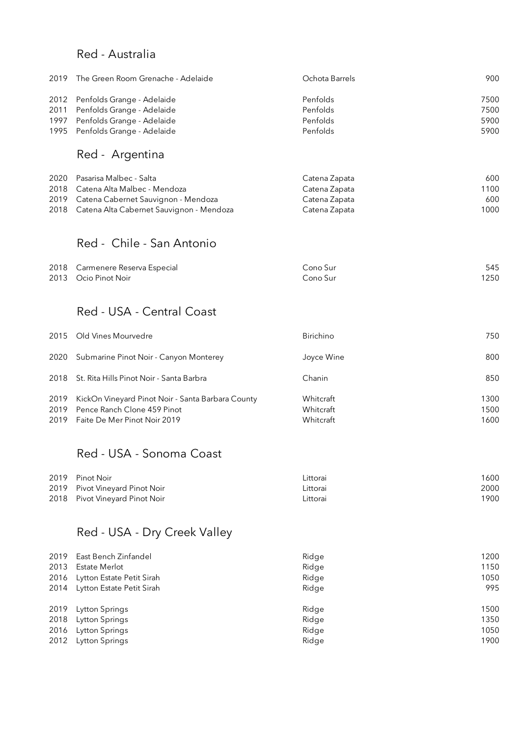## Red - Australia

| Year | Wine | Producer | Price |
|---|---|---|---|
| 2019 | The Green Room Grenache - Adelaide | Ochota Barrels | 900 |
| 2012 | Penfolds Grange - Adelaide | Penfolds | 7500 |
| 2011 | Penfolds Grange - Adelaide | Penfolds | 7500 |
| 1997 | Penfolds Grange - Adelaide | Penfolds | 5900 |
| 1995 | Penfolds Grange - Adelaide | Penfolds | 5900 |

## Red - Argentina

| Year | Wine | Producer | Price |
|---|---|---|---|
| 2020 | Pasarisa Malbec - Salta | Catena Zapata | 600 |
| 2018 | Catena Alta Malbec - Mendoza | Catena Zapata | 1100 |
| 2019 | Catena Cabernet Sauvignon - Mendoza | Catena Zapata | 600 |
| 2018 | Catena Alta Cabernet Sauvignon - Mendoza | Catena Zapata | 1000 |

## Red - Chile - San Antonio

| Year | Wine | Producer | Price |
|---|---|---|---|
| 2018 | Carmenere Reserva Especial | Cono Sur | 545 |
| 2013 | Ocio Pinot Noir | Cono Sur | 1250 |

## Red - USA - Central Coast

| Year | Wine | Producer | Price |
|---|---|---|---|
| 2015 | Old Vines Mourvedre | Birichino | 750 |
| 2020 | Submarine Pinot Noir - Canyon Monterey | Joyce Wine | 800 |
| 2018 | St. Rita Hills Pinot Noir - Santa Barbra | Chanin | 850 |
| 2019 | KickOn Vineyard Pinot Noir - Santa Barbara County | Whitcraft | 1300 |
| 2019 | Pence Ranch Clone 459 Pinot | Whitcraft | 1500 |
| 2019 | Faite De Mer Pinot Noir 2019 | Whitcraft | 1600 |

## Red - USA - Sonoma Coast

| Year | Wine | Producer | Price |
|---|---|---|---|
| 2019 | Pinot Noir | Littorai | 1600 |
| 2019 | Pivot Vineyard Pinot Noir | Littorai | 2000 |
| 2018 | Pivot Vineyard Pinot Noir | Littorai | 1900 |

## Red - USA - Dry Creek Valley

| Year | Wine | Producer | Price |
|---|---|---|---|
| 2019 | East Bench Zinfandel | Ridge | 1200 |
| 2013 | Estate Merlot | Ridge | 1150 |
| 2016 | Lytton Estate Petit Sirah | Ridge | 1050 |
| 2014 | Lytton Estate Petit Sirah | Ridge | 995 |
| 2019 | Lytton Springs | Ridge | 1500 |
| 2018 | Lytton Springs | Ridge | 1350 |
| 2016 | Lytton Springs | Ridge | 1050 |
| 2012 | Lytton Springs | Ridge | 1900 |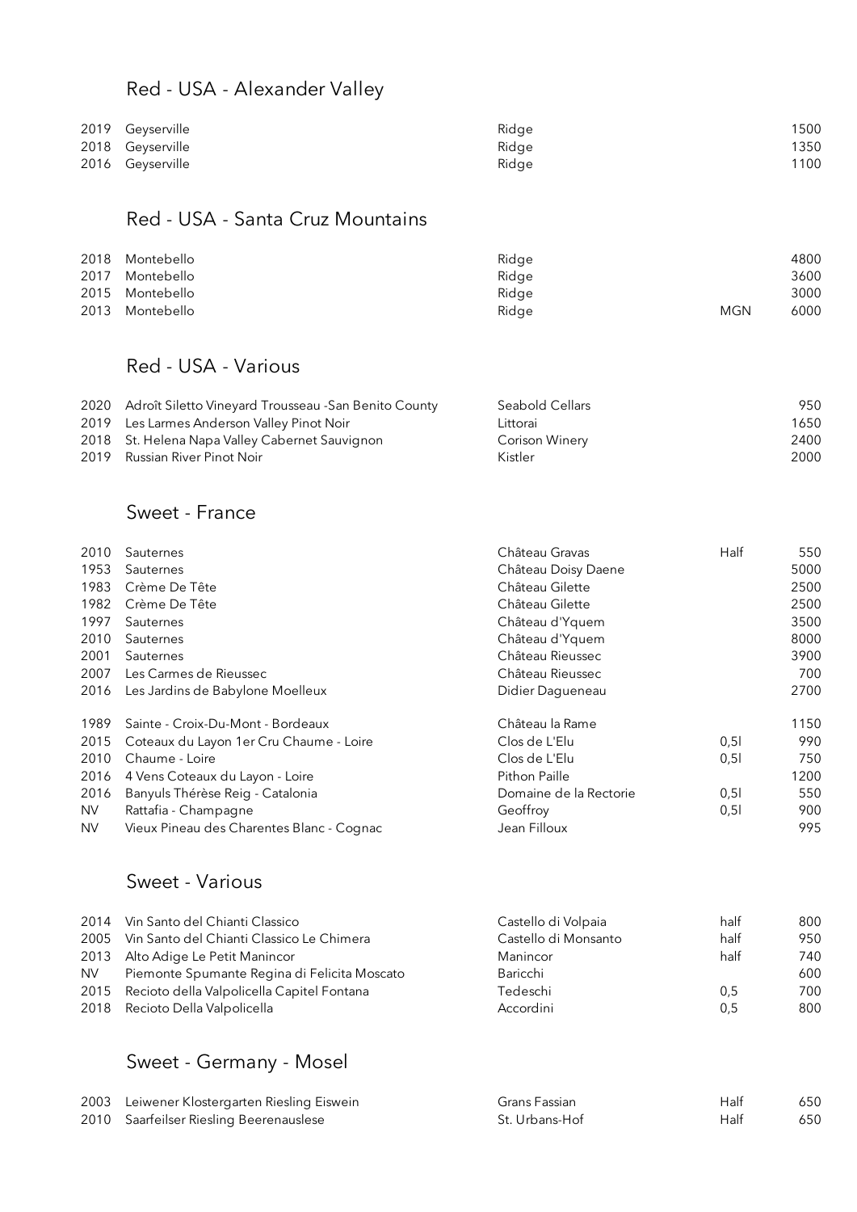## Red - USA - Alexander Valley

| | | | | |
|---|---|---|---|---|
| 2019 | Geyserville | Ridge | | 1500 |
| 2018 | Geyserville | Ridge | | 1350 |
| 2016 | Geyserville | Ridge | | 1100 |

## Red - USA - Santa Cruz Mountains

| | | | | |
|---|---|---|---|---|
| 2018 | Montebello | Ridge | | 4800 |
| 2017 | Montebello | Ridge | | 3600 |
| 2015 | Montebello | Ridge | | 3000 |
| 2013 | Montebello | Ridge | MGN | 6000 |

## Red - USA - Various

| | | | | |
|---|---|---|---|---|
| 2020 | Adroît Siletto Vineyard Trousseau -San Benito County | Seabold Cellars | | 950 |
| 2019 | Les Larmes Anderson Valley Pinot Noir | Littorai | | 1650 |
| 2018 | St. Helena Napa Valley Cabernet Sauvignon | Corison Winery | | 2400 |
| 2019 | Russian River Pinot Noir | Kistler | | 2000 |

## Sweet - France

| | | | | |
|---|---|---|---|---|
| 2010 | Sauternes | Château Gravas | Half | 550 |
| 1953 | Sauternes | Château Doisy Daene | | 5000 |
| 1983 | Crème De Tête | Château Gilette | | 2500 |
| 1982 | Crème De Tête | Château Gilette | | 2500 |
| 1997 | Sauternes | Château d'Yquem | | 3500 |
| 2010 | Sauternes | Château d'Yquem | | 8000 |
| 2001 | Sauternes | Château Rieussec | | 3900 |
| 2007 | Les Carmes de Rieussec | Château Rieussec | | 700 |
| 2016 | Les Jardins de Babylone Moelleux | Didier Dagueneau | | 2700 |
| 1989 | Sainte - Croix-Du-Mont - Bordeaux | Château la Rame | | 1150 |
| 2015 | Coteaux du Layon 1er Cru Chaume - Loire | Clos de L'Elu | 0,5l | 990 |
| 2010 | Chaume - Loire | Clos de L'Elu | 0,5l | 750 |
| 2016 | 4 Vens Coteaux du Layon - Loire | Pithon Paille | | 1200 |
| 2016 | Banyuls Thérèse Reig - Catalonia | Domaine de la Rectorie | 0,5l | 550 |
| NV | Rattafia - Champagne | Geoffroy | 0,5l | 900 |
| NV | Vieux Pineau des Charentes Blanc - Cognac | Jean Filloux | | 995 |

## Sweet - Various

| | | | | |
|---|---|---|---|---|
| 2014 | Vin Santo del Chianti Classico | Castello di Volpaia | half | 800 |
| 2005 | Vin Santo del Chianti Classico Le Chimera | Castello di Monsanto | half | 950 |
| 2013 | Alto Adige Le Petit Manincor | Manincor | half | 740 |
| NV | Piemonte Spumante Regina di Felicita Moscato | Baricchi | | 600 |
| 2015 | Recioto della Valpolicella Capitel Fontana | Tedeschi | 0,5 | 700 |
| 2018 | Recioto Della Valpolicella | Accordini | 0,5 | 800 |

## Sweet - Germany - Mosel

| | | | | |
|---|---|---|---|---|
| 2003 | Leiwener Klostergarten Riesling Eiswein | Grans Fassian | Half | 650 |
| 2010 | Saarfeilser Riesling Beerenauslese | St. Urbans-Hof | Half | 650 |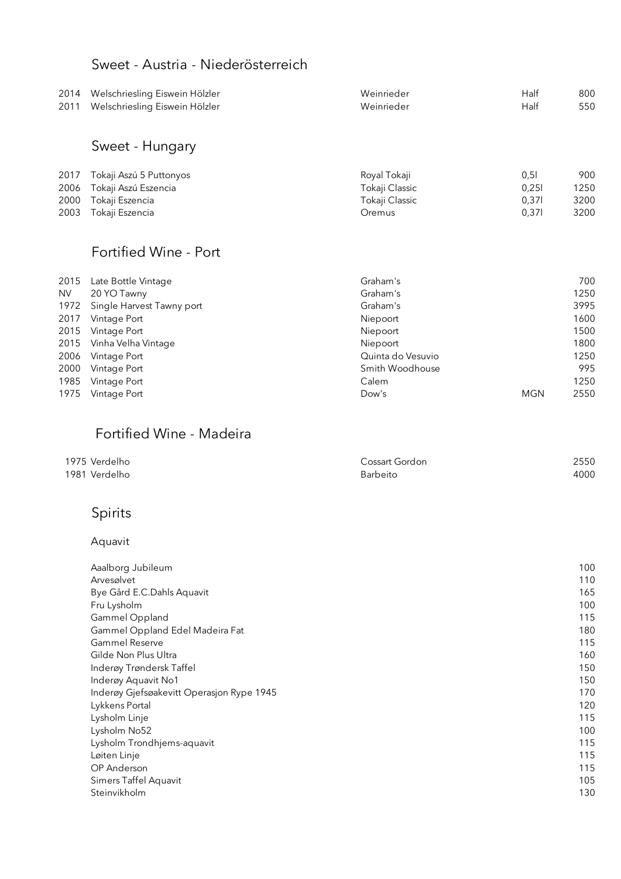## Sweet - Austria - Niederösterreich

| Year | Wine | Producer | Size | Price |
|---|---|---|---|---|
| 2014 | Welschriesling Eiswein Hölzler | Weinrieder | Half | 800 |
| 2011 | Welschriesling Eiswein Hölzler | Weinrieder | Half | 550 |

## Sweet - Hungary

| Year | Wine | Producer | Size | Price |
|---|---|---|---|---|
| 2017 | Tokaji Aszú 5 Puttonyos | Royal Tokaji | 0,5l | 900 |
| 2006 | Tokaji Aszú Eszencia | Tokaji Classic | 0,25l | 1250 |
| 2000 | Tokaji Eszencia | Tokaji Classic | 0,37l | 3200 |
| 2003 | Tokaji Eszencia | Oremus | 0,37l | 3200 |

## Fortified Wine - Port

| Year | Wine | Producer | Size | Price |
|---|---|---|---|---|
| 2015 | Late Bottle Vintage | Graham's | | 700 |
| NV | 20 YO Tawny | Graham's | | 1250 |
| 1972 | Single Harvest Tawny port | Graham's | | 3995 |
| 2017 | Vintage Port | Niepoort | | 1600 |
| 2015 | Vintage Port | Niepoort | | 1500 |
| 2015 | Vinha Velha Vintage | Niepoort | | 1800 |
| 2006 | Vintage Port | Quinta do Vesuvio | | 1250 |
| 2000 | Vintage Port | Smith Woodhouse | | 995 |
| 1985 | Vintage Port | Calem | | 1250 |
| 1975 | Vintage Port | Dow's | MGN | 2550 |

## Fortified Wine - Madeira

| Year | Wine | Producer | Price |
|---|---|---|---|
| 1975 | Verdelho | Cossart Gordon | 2550 |
| 1981 | Verdelho | Barbeito | 4000 |

## Spirits

### Aquavit

| Name | Price |
|---|---|
| Aalborg Jubileum | 100 |
| Arvesølvet | 110 |
| Bye Gård E.C.Dahls Aquavit | 165 |
| Fru Lysholm | 100 |
| Gammel Oppland | 115 |
| Gammel Oppland Edel Madeira Fat | 180 |
| Gammel Reserve | 115 |
| Gilde Non Plus Ultra | 160 |
| Inderøy Trøndersk Taffel | 150 |
| Inderøy Aquavit No1 | 150 |
| Inderøy Gjefsøakevitt Operasjon Rype 1945 | 170 |
| Lykkens Portal | 120 |
| Lysholm Linje | 115 |
| Lysholm No52 | 100 |
| Lysholm Trondhjems-aquavit | 115 |
| Løiten Linje | 115 |
| OP Anderson | 115 |
| Simers Taffel Aquavit | 105 |
| Steinvikholm | 130 |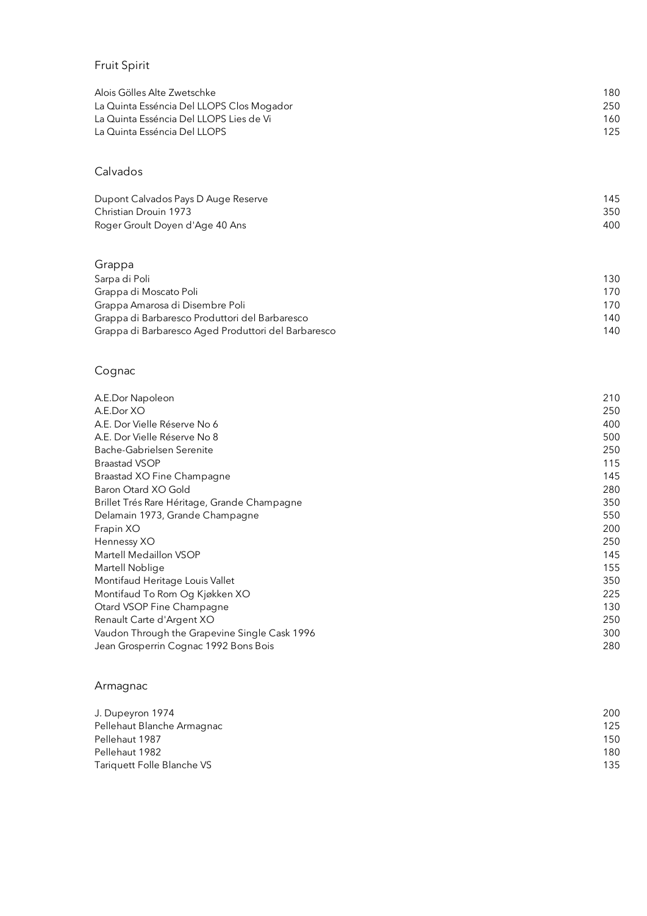## Fruit Spirit

| | |
|---|---|
| Alois Gölles Alte Zwetschke | 180 |
| La Quinta Esséncia Del LLOPS Clos Mogador | 250 |
| La Quinta Esséncia Del LLOPS Lies de Vi | 160 |
| La Quinta Esséncia Del LLOPS | 125 |

## Calvados

| | |
|---|---|
| Dupont Calvados Pays D Auge Reserve | 145 |
| Christian Drouin 1973 | 350 |
| Roger Groult Doyen d'Age 40 Ans | 400 |

## Grappa

| | |
|---|---|
| Sarpa di Poli | 130 |
| Grappa di Moscato Poli | 170 |
| Grappa Amarosa di Disembre Poli | 170 |
| Grappa di Barbaresco Produttori del Barbaresco | 140 |
| Grappa di Barbaresco Aged Produttori del Barbaresco | 140 |

## Cognac

| | |
|---|---|
| A.E.Dor Napoleon | 210 |
| A.E.Dor XO | 250 |
| A.E. Dor Vielle Réserve No 6 | 400 |
| A.E. Dor Vielle Réserve No 8 | 500 |
| Bache-Gabrielsen Serenite | 250 |
| Braastad VSOP | 115 |
| Braastad XO Fine Champagne | 145 |
| Baron Otard XO Gold | 280 |
| Brillet Trés Rare Héritage, Grande Champagne | 350 |
| Delamain 1973, Grande Champagne | 550 |
| Frapin XO | 200 |
| Hennessy XO | 250 |
| Martell Medaillon VSOP | 145 |
| Martell Noblige | 155 |
| Montifaud Heritage Louis Vallet | 350 |
| Montifaud To Rom Og Kjøkken XO | 225 |
| Otard VSOP Fine Champagne | 130 |
| Renault Carte d'Argent XO | 250 |
| Vaudon Through the Grapevine Single Cask 1996 | 300 |
| Jean Grosperrin Cognac 1992 Bons Bois | 280 |

## Armagnac

| | |
|---|---|
| J. Dupeyron 1974 | 200 |
| Pellehaut Blanche Armagnac | 125 |
| Pellehaut 1987 | 150 |
| Pellehaut 1982 | 180 |
| Tariquett Folle Blanche VS | 135 |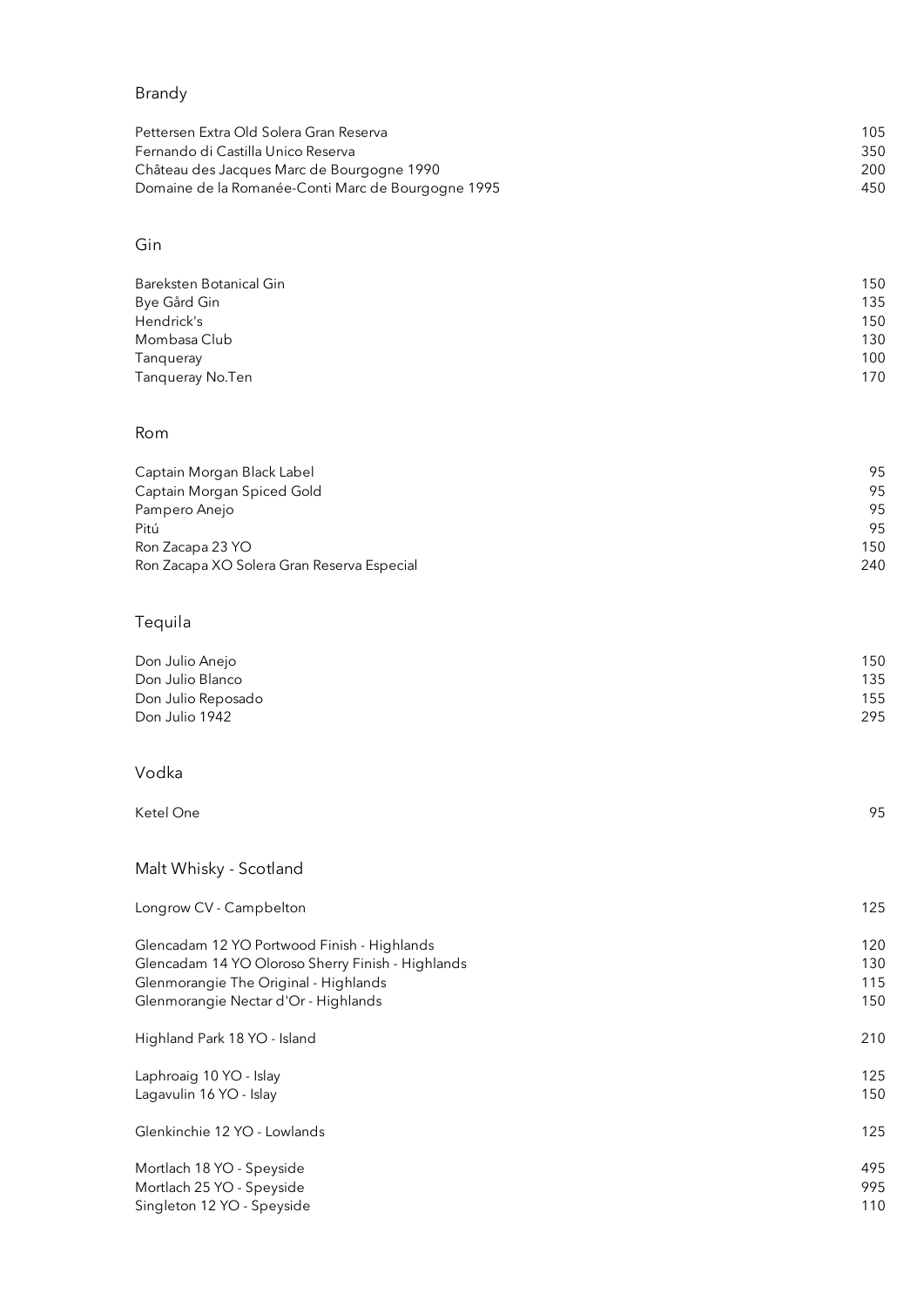## Brandy

| | |
|---|---|
| Pettersen Extra Old Solera Gran Reserva | 105 |
| Fernando di Castilla Unico Reserva | 350 |
| Château des Jacques Marc de Bourgogne 1990 | 200 |
| Domaine de la Romanée-Conti Marc de Bourgogne 1995 | 450 |

## Gin

| | |
|---|---|
| Bareksten Botanical Gin | 150 |
| Bye Gård Gin | 135 |
| Hendrick's | 150 |
| Mombasa Club | 130 |
| Tanqueray | 100 |
| Tanqueray No.Ten | 170 |

## Rom

| | |
|---|---|
| Captain Morgan Black Label | 95 |
| Captain Morgan Spiced Gold | 95 |
| Pampero Anejo | 95 |
| Pitú | 95 |
| Ron Zacapa 23 YO | 150 |
| Ron Zacapa XO Solera Gran Reserva Especial | 240 |

## Tequila

| | |
|---|---|
| Don Julio Anejo | 150 |
| Don Julio Blanco | 135 |
| Don Julio Reposado | 155 |
| Don Julio 1942 | 295 |

## Vodka

| | |
|---|---|
| Ketel One | 95 |

## Malt Whisky - Scotland

| | |
|---|---|
| Longrow CV - Campbelton | 125 |
| Glencadam 12 YO Portwood Finish - Highlands | 120 |
| Glencadam 14 YO Oloroso Sherry Finish - Highlands | 130 |
| Glenmorangie The Original - Highlands | 115 |
| Glenmorangie Nectar d'Or - Highlands | 150 |
| Highland Park 18 YO - Island | 210 |
| Laphroaig 10 YO - Islay | 125 |
| Lagavulin 16 YO - Islay | 150 |
| Glenkinchie 12 YO - Lowlands | 125 |
| Mortlach 18 YO - Speyside | 495 |
| Mortlach 25 YO - Speyside | 995 |
| Singleton 12 YO - Speyside | 110 |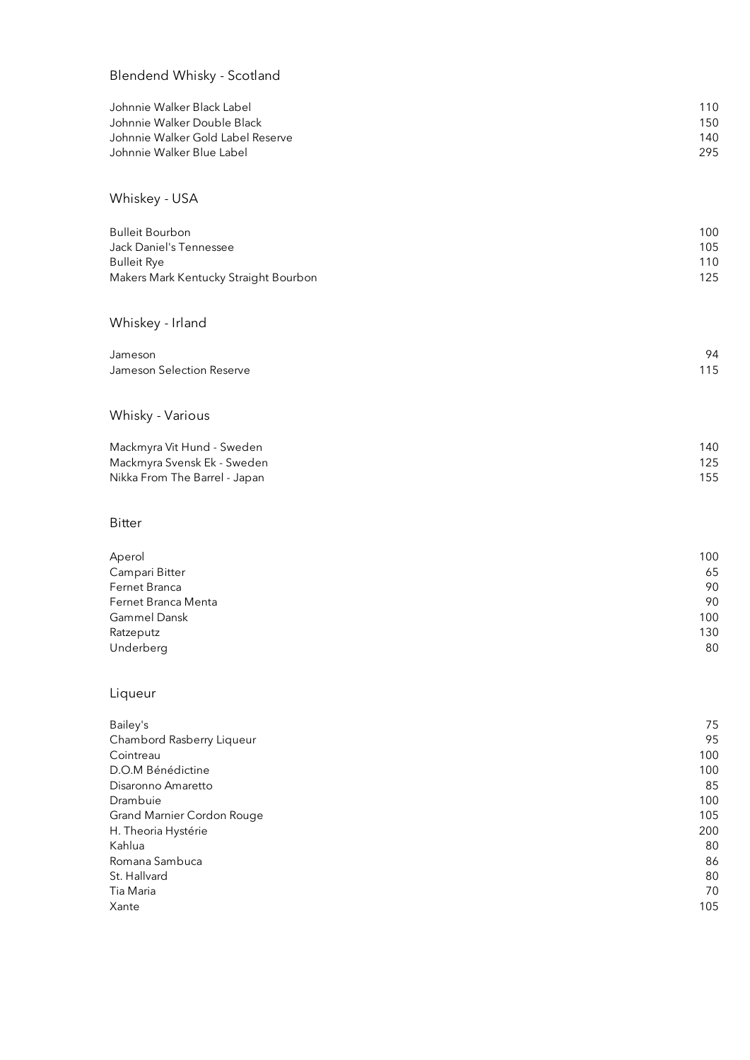## Blendend Whisky - Scotland

| | |
|---|---|
| Johnnie Walker Black Label | 110 |
| Johnnie Walker Double Black | 150 |
| Johnnie Walker Gold Label Reserve | 140 |
| Johnnie Walker Blue Label | 295 |

## Whiskey - USA

| | |
|---|---|
| Bulleit Bourbon | 100 |
| Jack Daniel's Tennessee | 105 |
| Bulleit Rye | 110 |
| Makers Mark Kentucky Straight Bourbon | 125 |

## Whiskey - Irland

| | |
|---|---|
| Jameson | 94 |
| Jameson Selection Reserve | 115 |

## Whisky - Various

| | |
|---|---|
| Mackmyra Vit Hund - Sweden | 140 |
| Mackmyra Svensk Ek - Sweden | 125 |
| Nikka From The Barrel - Japan | 155 |

## Bitter

| | |
|---|---|
| Aperol | 100 |
| Campari Bitter | 65 |
| Fernet Branca | 90 |
| Fernet Branca Menta | 90 |
| Gammel Dansk | 100 |
| Ratzeputz | 130 |
| Underberg | 80 |

## Liqueur

| | |
|---|---|
| Bailey's | 75 |
| Chambord Rasberry Liqueur | 95 |
| Cointreau | 100 |
| D.O.M Bénédictine | 100 |
| Disaronno Amaretto | 85 |
| Drambuie | 100 |
| Grand Marnier Cordon Rouge | 105 |
| H. Theoria Hystérie | 200 |
| Kahlua | 80 |
| Romana Sambuca | 86 |
| St. Hallvard | 80 |
| Tia Maria | 70 |
| Xante | 105 |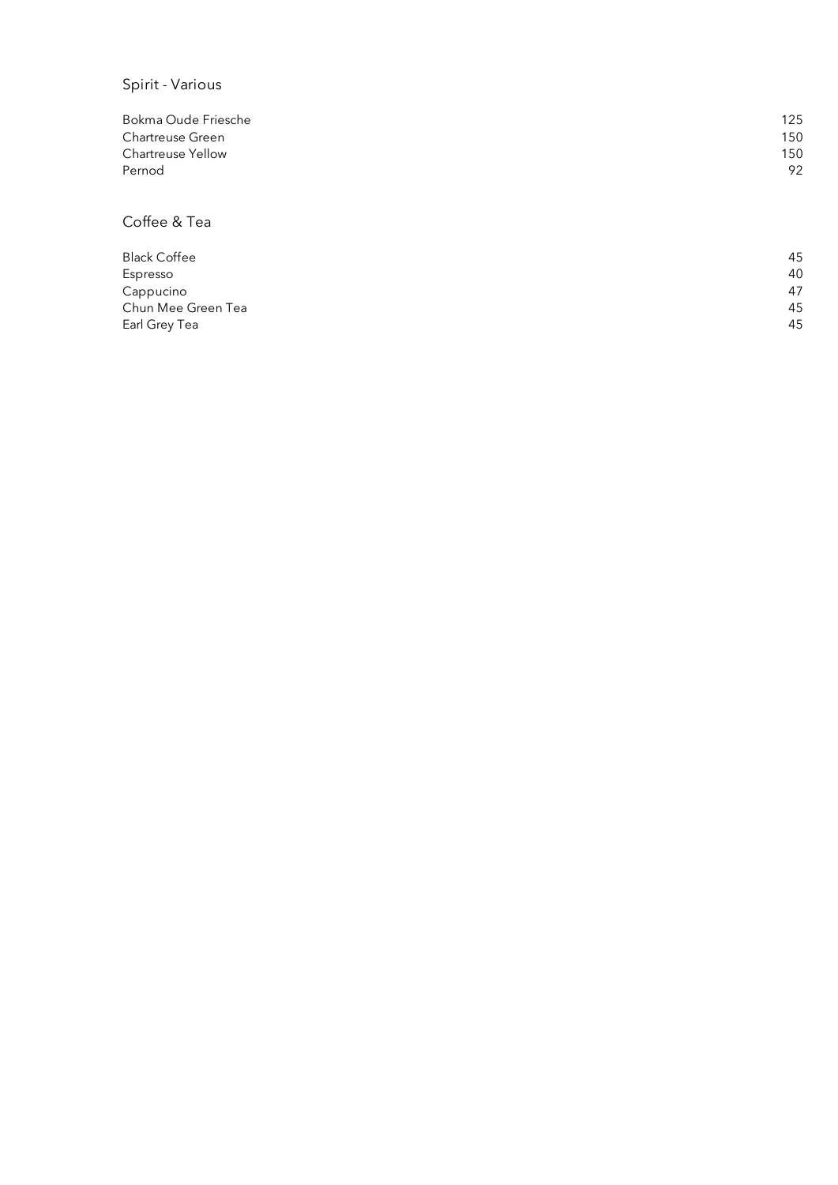## Spirit - Various

| | |
|---|---|
| Bokma Oude Friesche | 125 |
| Chartreuse Green | 150 |
| Chartreuse Yellow | 150 |
| Pernod | 92 |

## Coffee & Tea

| | |
|---|---|
| Black Coffee | 45 |
| Espresso | 40 |
| Cappucino | 47 |
| Chun Mee Green Tea | 45 |
| Earl Grey Tea | 45 |